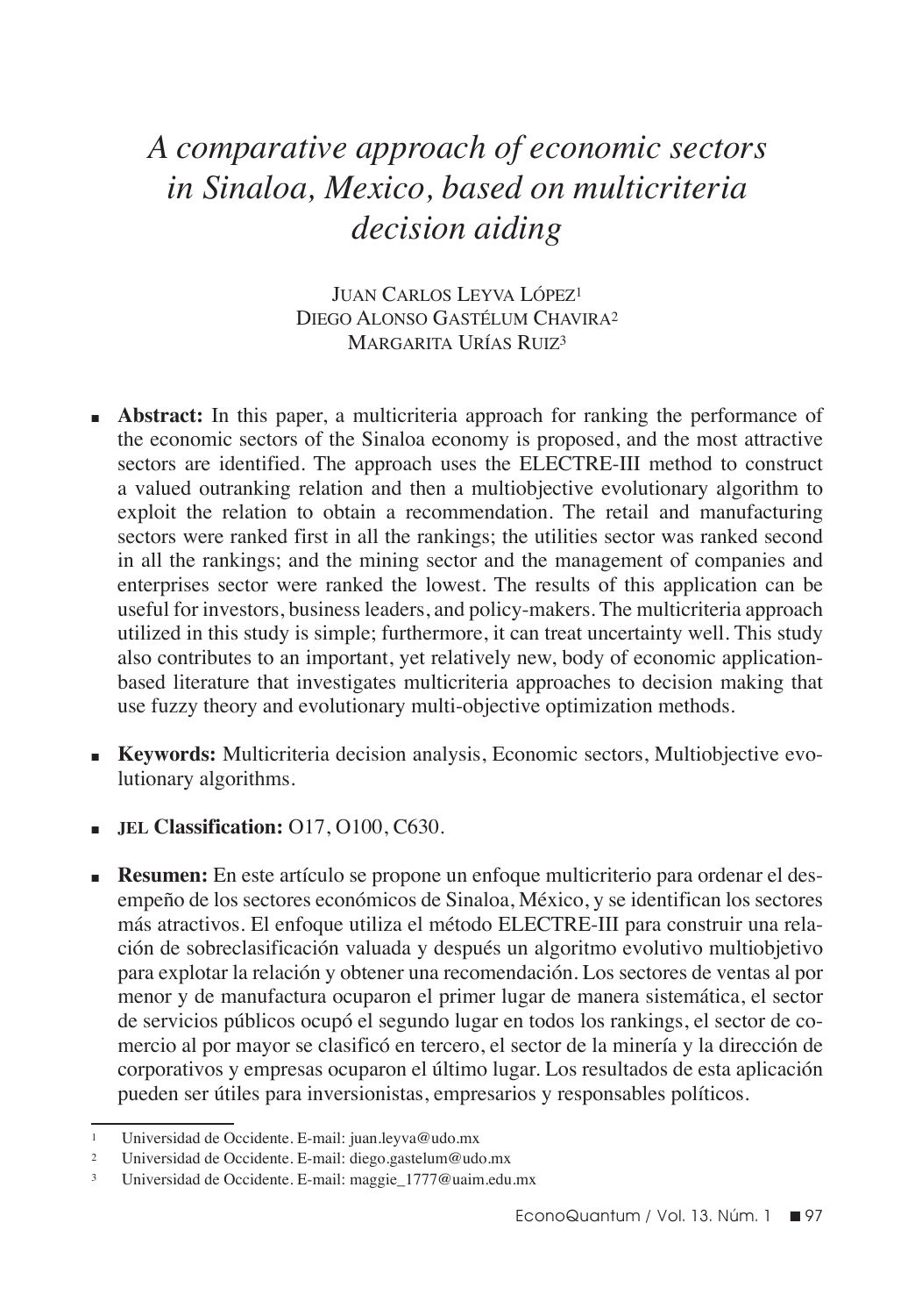# *A comparative approach of economic sectors in Sinaloa, Mexico, based on multicriteria decision aiding*

Juan Carlos Leyva López[1]
Diego Alonso Gastélum Chavira[2]
Margarita Urías Ruiz[3]

- **Abstract:** In this paper, a multicriteria approach for ranking the performance of the economic sectors of the Sinaloa economy is proposed, and the most attractive sectors are identified. The approach uses the ELECTRE-III method to construct a valued outranking relation and then a multiobjective evolutionary algorithm to exploit the relation to obtain a recommendation. The retail and manufacturing sectors were ranked first in all the rankings; the utilities sector was ranked second in all the rankings; and the mining sector and the management of companies and enterprises sector were ranked the lowest. The results of this application can be useful for investors, business leaders, and policy-makers. The multicriteria approach utilized in this study is simple; furthermore, it can treat uncertainty well. This study also contributes to an important, yet relatively new, body of economic application-based literature that investigates multicriteria approaches to decision making that use fuzzy theory and evolutionary multi-objective optimization methods.

- **Keywords:** Multicriteria decision analysis, Economic sectors, Multiobjective evolutionary algorithms.

- **JEL Classification:** O17, O100, C630.

- **Resumen:** En este artículo se propone un enfoque multicriterio para ordenar el desempeño de los sectores económicos de Sinaloa, México, y se identifican los sectores más atractivos. El enfoque utiliza el método ELECTRE-III para construir una relación de sobreclasificación valuada y después un algoritmo evolutivo multiobjetivo para explotar la relación y obtener una recomendación. Los sectores de ventas al por menor y de manufactura ocuparon el primer lugar de manera sistemática, el sector de servicios públicos ocupó el segundo lugar en todos los rankings, el sector de comercio al por mayor se clasificó en tercero, el sector de la minería y la dirección de corporativos y empresas ocuparon el último lugar. Los resultados de esta aplicación pueden ser útiles para inversionistas, empresarios y responsables políticos.

---

[1] Universidad de Occidente. E-mail: juan.leyva@udo.mx

[2] Universidad de Occidente. E-mail: diego.gastelum@udo.mx

[3] Universidad de Occidente. E-mail: maggie_1777@uaim.edu.mx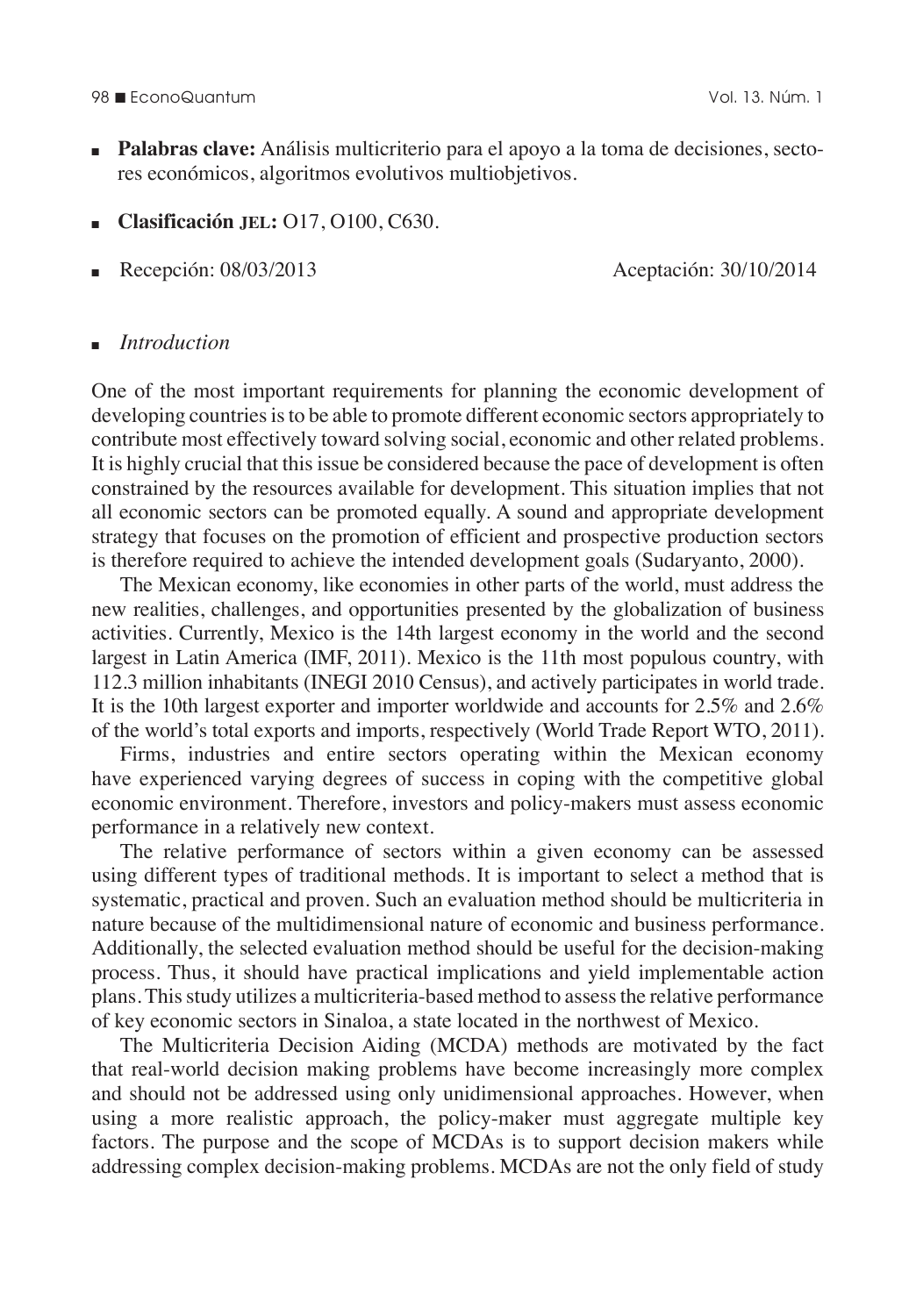- **Palabras clave:** Análisis multicriterio para el apoyo a la toma de decisiones, sectores económicos, algoritmos evolutivos multiobjetivos.

- **Clasificación JEL:** O17, O100, C630.

- Recepción: 08/03/2013 Aceptación: 30/10/2014

## *Introduction*

One of the most important requirements for planning the economic development of developing countries is to be able to promote different economic sectors appropriately to contribute most effectively toward solving social, economic and other related problems. It is highly crucial that this issue be considered because the pace of development is often constrained by the resources available for development. This situation implies that not all economic sectors can be promoted equally. A sound and appropriate development strategy that focuses on the promotion of efficient and prospective production sectors is therefore required to achieve the intended development goals (Sudaryanto, 2000).

The Mexican economy, like economies in other parts of the world, must address the new realities, challenges, and opportunities presented by the globalization of business activities. Currently, Mexico is the 14th largest economy in the world and the second largest in Latin America (IMF, 2011). Mexico is the 11th most populous country, with 112.3 million inhabitants (INEGI 2010 Census), and actively participates in world trade. It is the 10th largest exporter and importer worldwide and accounts for 2.5% and 2.6% of the world's total exports and imports, respectively (World Trade Report WTO, 2011).

Firms, industries and entire sectors operating within the Mexican economy have experienced varying degrees of success in coping with the competitive global economic environment. Therefore, investors and policy-makers must assess economic performance in a relatively new context.

The relative performance of sectors within a given economy can be assessed using different types of traditional methods. It is important to select a method that is systematic, practical and proven. Such an evaluation method should be multicriteria in nature because of the multidimensional nature of economic and business performance. Additionally, the selected evaluation method should be useful for the decision-making process. Thus, it should have practical implications and yield implementable action plans. This study utilizes a multicriteria-based method to assess the relative performance of key economic sectors in Sinaloa, a state located in the northwest of Mexico.

The Multicriteria Decision Aiding (MCDA) methods are motivated by the fact that real-world decision making problems have become increasingly more complex and should not be addressed using only unidimensional approaches. However, when using a more realistic approach, the policy-maker must aggregate multiple key factors. The purpose and the scope of MCDAs is to support decision makers while addressing complex decision-making problems. MCDAs are not the only field of study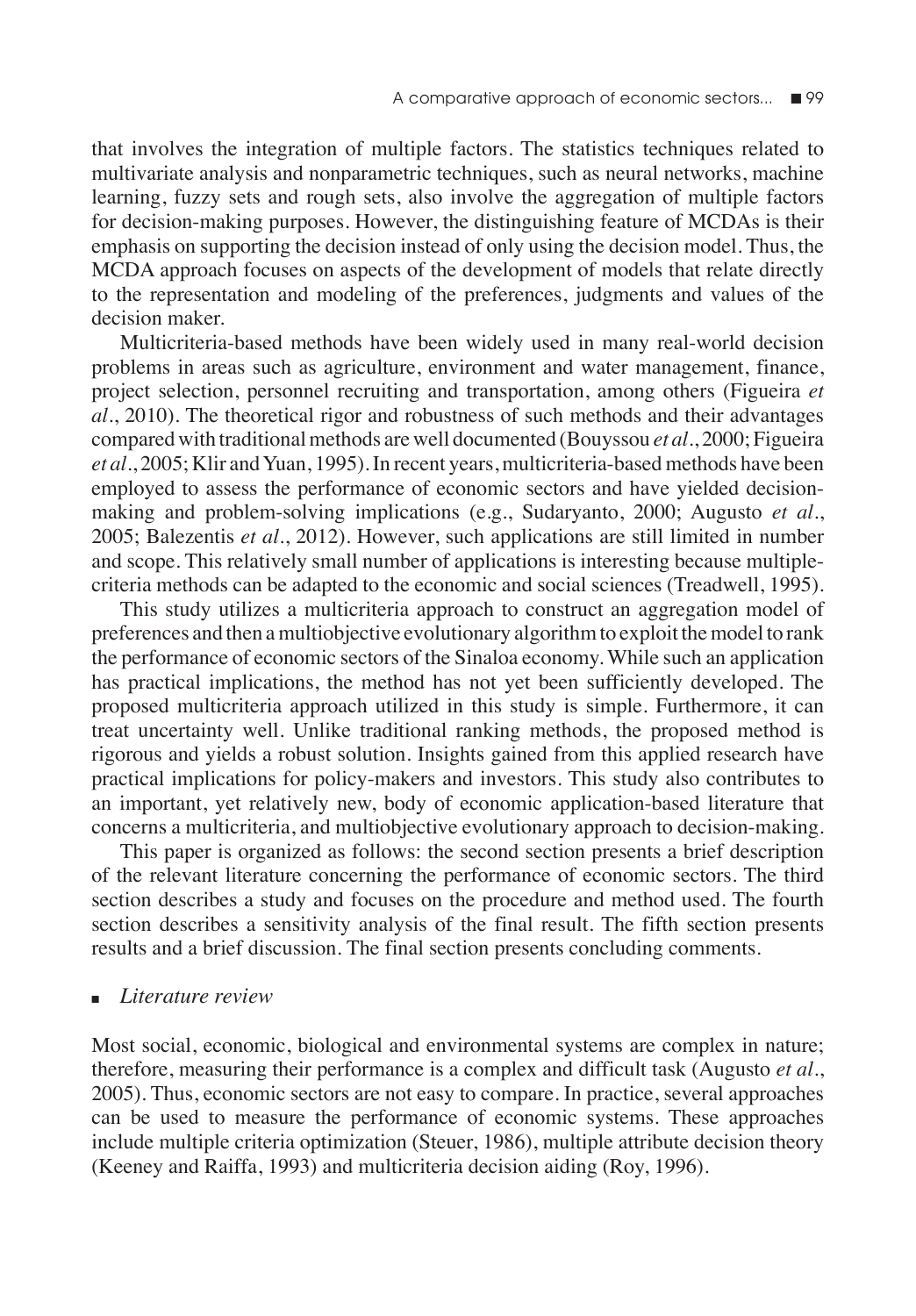that involves the integration of multiple factors. The statistics techniques related to multivariate analysis and nonparametric techniques, such as neural networks, machine learning, fuzzy sets and rough sets, also involve the aggregation of multiple factors for decision-making purposes. However, the distinguishing feature of MCDAs is their emphasis on supporting the decision instead of only using the decision model. Thus, the MCDA approach focuses on aspects of the development of models that relate directly to the representation and modeling of the preferences, judgments and values of the decision maker.

Multicriteria-based methods have been widely used in many real-world decision problems in areas such as agriculture, environment and water management, finance, project selection, personnel recruiting and transportation, among others (Figueira *et al*., 2010). The theoretical rigor and robustness of such methods and their advantages compared with traditional methods are well documented (Bouyssou *et al*., 2000; Figueira *et al*., 2005; Klir and Yuan, 1995). In recent years, multicriteria-based methods have been employed to assess the performance of economic sectors and have yielded decision-making and problem-solving implications (e.g., Sudaryanto, 2000; Augusto *et al*., 2005; Balezentis *et al*., 2012). However, such applications are still limited in number and scope. This relatively small number of applications is interesting because multiple-criteria methods can be adapted to the economic and social sciences (Treadwell, 1995).

This study utilizes a multicriteria approach to construct an aggregation model of preferences and then a multiobjective evolutionary algorithm to exploit the model to rank the performance of economic sectors of the Sinaloa economy. While such an application has practical implications, the method has not yet been sufficiently developed. The proposed multicriteria approach utilized in this study is simple. Furthermore, it can treat uncertainty well. Unlike traditional ranking methods, the proposed method is rigorous and yields a robust solution. Insights gained from this applied research have practical implications for policy-makers and investors. This study also contributes to an important, yet relatively new, body of economic application-based literature that concerns a multicriteria, and multiobjective evolutionary approach to decision-making.

This paper is organized as follows: the second section presents a brief description of the relevant literature concerning the performance of economic sectors. The third section describes a study and focuses on the procedure and method used. The fourth section describes a sensitivity analysis of the final result. The fifth section presents results and a brief discussion. The final section presents concluding comments.

## *Literature review*

Most social, economic, biological and environmental systems are complex in nature; therefore, measuring their performance is a complex and difficult task (Augusto *et al*., 2005). Thus, economic sectors are not easy to compare. In practice, several approaches can be used to measure the performance of economic systems. These approaches include multiple criteria optimization (Steuer, 1986), multiple attribute decision theory (Keeney and Raiffa, 1993) and multicriteria decision aiding (Roy, 1996).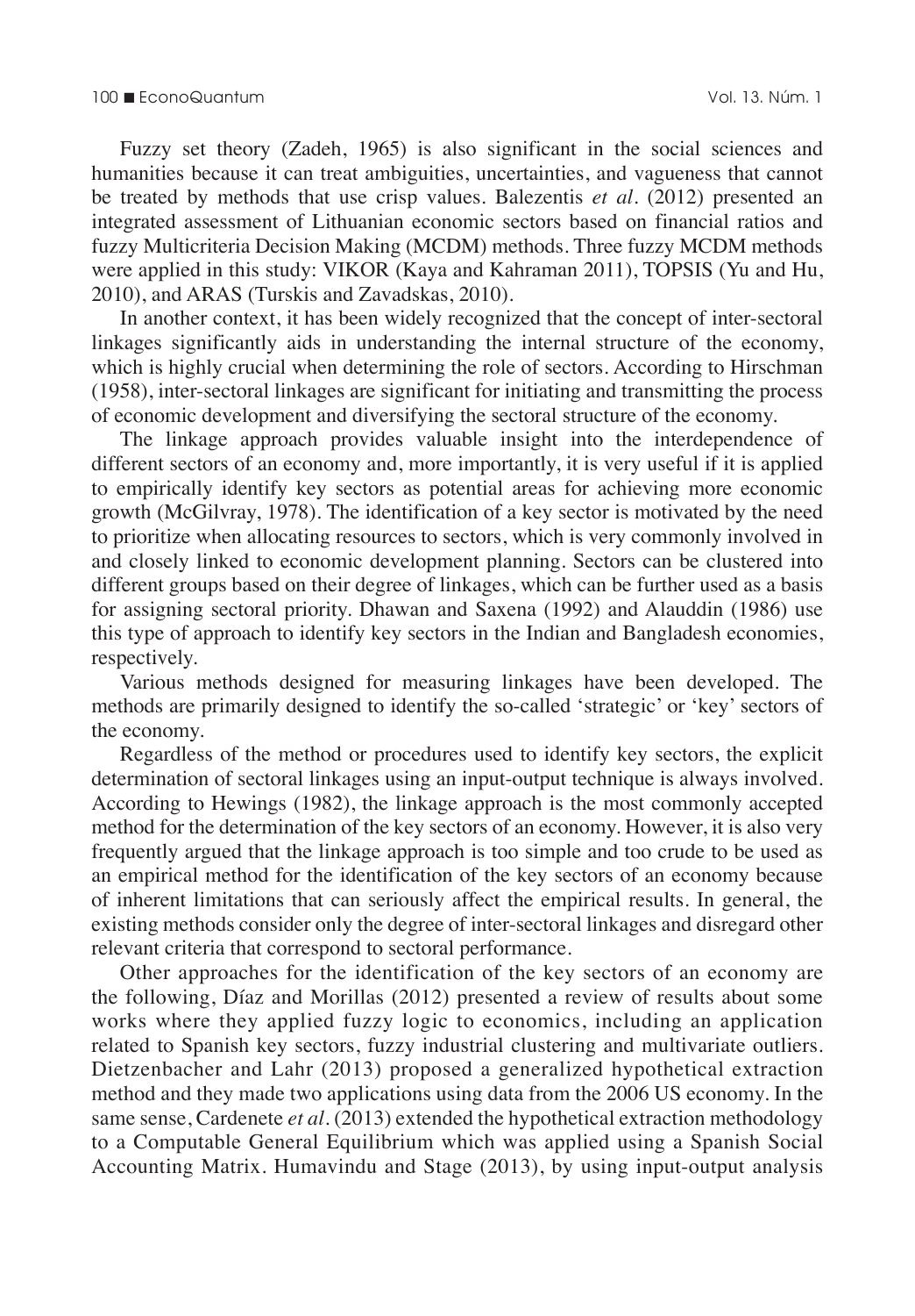Fuzzy set theory (Zadeh, 1965) is also significant in the social sciences and humanities because it can treat ambiguities, uncertainties, and vagueness that cannot be treated by methods that use crisp values. Balezentis *et al*. (2012) presented an integrated assessment of Lithuanian economic sectors based on financial ratios and fuzzy Multicriteria Decision Making (MCDM) methods. Three fuzzy MCDM methods were applied in this study: VIKOR (Kaya and Kahraman 2011), TOPSIS (Yu and Hu, 2010), and ARAS (Turskis and Zavadskas, 2010).

In another context, it has been widely recognized that the concept of inter-sectoral linkages significantly aids in understanding the internal structure of the economy, which is highly crucial when determining the role of sectors. According to Hirschman (1958), inter-sectoral linkages are significant for initiating and transmitting the process of economic development and diversifying the sectoral structure of the economy.

The linkage approach provides valuable insight into the interdependence of different sectors of an economy and, more importantly, it is very useful if it is applied to empirically identify key sectors as potential areas for achieving more economic growth (McGilvray, 1978). The identification of a key sector is motivated by the need to prioritize when allocating resources to sectors, which is very commonly involved in and closely linked to economic development planning. Sectors can be clustered into different groups based on their degree of linkages, which can be further used as a basis for assigning sectoral priority. Dhawan and Saxena (1992) and Alauddin (1986) use this type of approach to identify key sectors in the Indian and Bangladesh economies, respectively.

Various methods designed for measuring linkages have been developed. The methods are primarily designed to identify the so-called 'strategic' or 'key' sectors of the economy.

Regardless of the method or procedures used to identify key sectors, the explicit determination of sectoral linkages using an input-output technique is always involved. According to Hewings (1982), the linkage approach is the most commonly accepted method for the determination of the key sectors of an economy. However, it is also very frequently argued that the linkage approach is too simple and too crude to be used as an empirical method for the identification of the key sectors of an economy because of inherent limitations that can seriously affect the empirical results. In general, the existing methods consider only the degree of inter-sectoral linkages and disregard other relevant criteria that correspond to sectoral performance.

Other approaches for the identification of the key sectors of an economy are the following, Díaz and Morillas (2012) presented a review of results about some works where they applied fuzzy logic to economics, including an application related to Spanish key sectors, fuzzy industrial clustering and multivariate outliers. Dietzenbacher and Lahr (2013) proposed a generalized hypothetical extraction method and they made two applications using data from the 2006 US economy. In the same sense, Cardenete *et al*. (2013) extended the hypothetical extraction methodology to a Computable General Equilibrium which was applied using a Spanish Social Accounting Matrix. Humavindu and Stage (2013), by using input-output analysis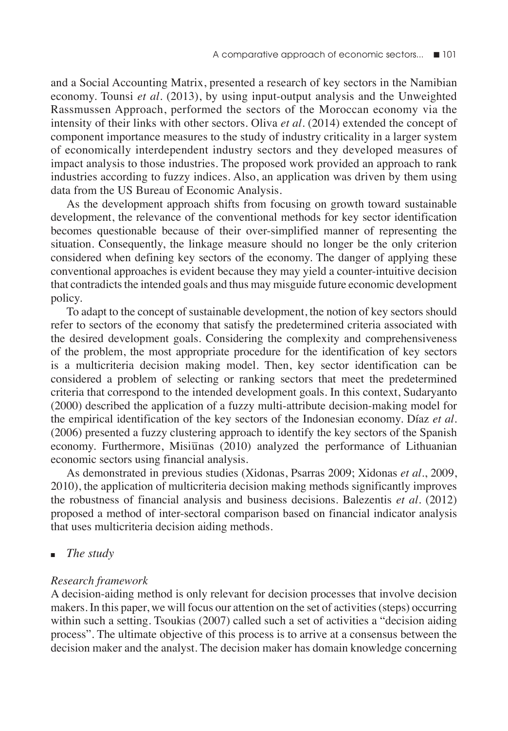and a Social Accounting Matrix, presented a research of key sectors in the Namibian economy. Tounsi *et al*. (2013), by using input-output analysis and the Unweighted Rassmussen Approach, performed the sectors of the Moroccan economy via the intensity of their links with other sectors. Oliva *et al*. (2014) extended the concept of component importance measures to the study of industry criticality in a larger system of economically interdependent industry sectors and they developed measures of impact analysis to those industries. The proposed work provided an approach to rank industries according to fuzzy indices. Also, an application was driven by them using data from the US Bureau of Economic Analysis.

As the development approach shifts from focusing on growth toward sustainable development, the relevance of the conventional methods for key sector identification becomes questionable because of their over-simplified manner of representing the situation. Consequently, the linkage measure should no longer be the only criterion considered when defining key sectors of the economy. The danger of applying these conventional approaches is evident because they may yield a counter-intuitive decision that contradicts the intended goals and thus may misguide future economic development policy.

To adapt to the concept of sustainable development, the notion of key sectors should refer to sectors of the economy that satisfy the predetermined criteria associated with the desired development goals. Considering the complexity and comprehensiveness of the problem, the most appropriate procedure for the identification of key sectors is a multicriteria decision making model. Then, key sector identification can be considered a problem of selecting or ranking sectors that meet the predetermined criteria that correspond to the intended development goals. In this context, Sudaryanto (2000) described the application of a fuzzy multi-attribute decision-making model for the empirical identification of the key sectors of the Indonesian economy. Díaz *et al*. (2006) presented a fuzzy clustering approach to identify the key sectors of the Spanish economy. Furthermore, Misiūnas (2010) analyzed the performance of Lithuanian economic sectors using financial analysis.

As demonstrated in previous studies (Xidonas, Psarras 2009; Xidonas *et al*., 2009, 2010), the application of multicriteria decision making methods significantly improves the robustness of financial analysis and business decisions. Balezentis *et al*. (2012) proposed a method of inter-sectoral comparison based on financial indicator analysis that uses multicriteria decision aiding methods.

## *The study*

### *Research framework*

A decision-aiding method is only relevant for decision processes that involve decision makers. In this paper, we will focus our attention on the set of activities (steps) occurring within such a setting. Tsoukias (2007) called such a set of activities a "decision aiding process". The ultimate objective of this process is to arrive at a consensus between the decision maker and the analyst. The decision maker has domain knowledge concerning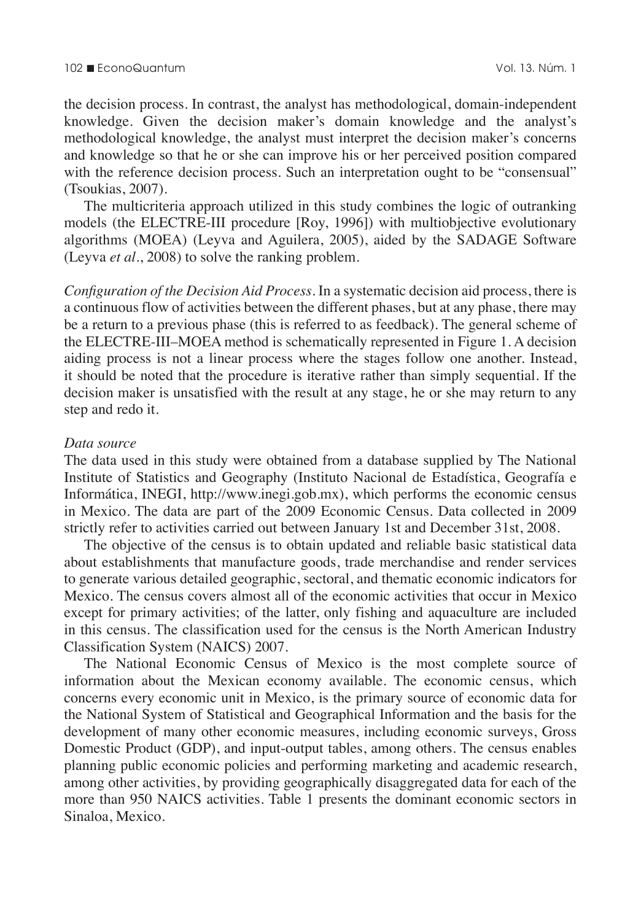the decision process. In contrast, the analyst has methodological, domain-independent knowledge. Given the decision maker's domain knowledge and the analyst's methodological knowledge, the analyst must interpret the decision maker's concerns and knowledge so that he or she can improve his or her perceived position compared with the reference decision process. Such an interpretation ought to be "consensual" (Tsoukias, 2007).

The multicriteria approach utilized in this study combines the logic of outranking models (the ELECTRE-III procedure [Roy, 1996]) with multiobjective evolutionary algorithms (MOEA) (Leyva and Aguilera, 2005), aided by the SADAGE Software (Leyva *et al*., 2008) to solve the ranking problem.

*Configuration of the Decision Aid Process*. In a systematic decision aid process, there is a continuous flow of activities between the different phases, but at any phase, there may be a return to a previous phase (this is referred to as feedback). The general scheme of the ELECTRE-III–MOEA method is schematically represented in Figure 1. A decision aiding process is not a linear process where the stages follow one another. Instead, it should be noted that the procedure is iterative rather than simply sequential. If the decision maker is unsatisfied with the result at any stage, he or she may return to any step and redo it.

*Data source*

The data used in this study were obtained from a database supplied by The National Institute of Statistics and Geography (Instituto Nacional de Estadística, Geografía e Informática, INEGI, http://www.inegi.gob.mx), which performs the economic census in Mexico. The data are part of the 2009 Economic Census. Data collected in 2009 strictly refer to activities carried out between January 1st and December 31st, 2008.

The objective of the census is to obtain updated and reliable basic statistical data about establishments that manufacture goods, trade merchandise and render services to generate various detailed geographic, sectoral, and thematic economic indicators for Mexico. The census covers almost all of the economic activities that occur in Mexico except for primary activities; of the latter, only fishing and aquaculture are included in this census. The classification used for the census is the North American Industry Classification System (NAICS) 2007.

The National Economic Census of Mexico is the most complete source of information about the Mexican economy available. The economic census, which concerns every economic unit in Mexico, is the primary source of economic data for the National System of Statistical and Geographical Information and the basis for the development of many other economic measures, including economic surveys, Gross Domestic Product (GDP), and input-output tables, among others. The census enables planning public economic policies and performing marketing and academic research, among other activities, by providing geographically disaggregated data for each of the more than 950 NAICS activities. Table 1 presents the dominant economic sectors in Sinaloa, Mexico.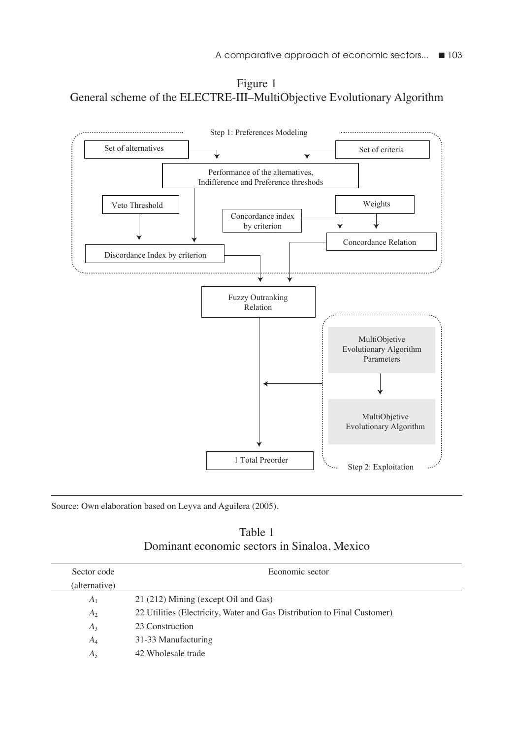Figure 1
General scheme of the ELECTRE-III–MultiObjective Evolutionary Algorithm

Step 1: Preferences Modeling

Set of alternatives

Set of criteria

Performance of the alternatives, Indifference and Preference threshods

Veto Threshold

Weights

Concordance index by criterion

Concordance Relation

Discordance Index by criterion

Fuzzy Outranking Relation

MultiObjetive Evolutionary Algorithm Parameters

MultiObjetive Evolutionary Algorithm

1 Total Preorder

Step 2: Exploitation

Source: Own elaboration based on Leyva and Aguilera (2005).

Table 1
Dominant economic sectors in Sinaloa, Mexico

| Sector code (alternative) | Economic sector |
|---|---|
| $A_1$ | 21 (212) Mining (except Oil and Gas) |
| $A_2$ | 22 Utilities (Electricity, Water and Gas Distribution to Final Customer) |
| $A_3$ | 23 Construction |
| $A_4$ | 31-33 Manufacturing |
| $A_5$ | 42 Wholesale trade |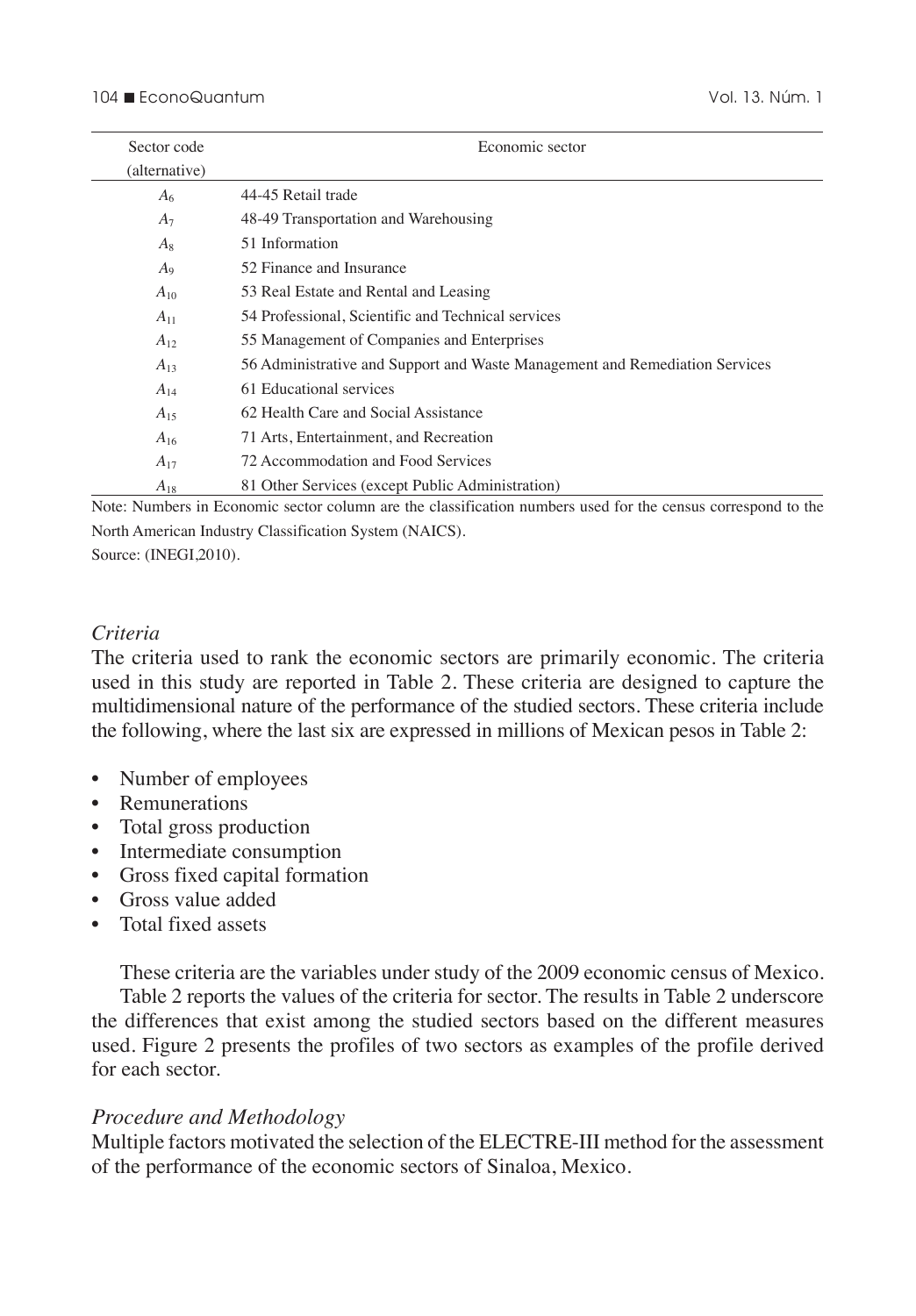| Sector code (alternative) | Economic sector |
|---|---|
| $A_6$ | 44-45 Retail trade |
| $A_7$ | 48-49 Transportation and Warehousing |
| $A_8$ | 51 Information |
| $A_9$ | 52 Finance and Insurance |
| $A_{10}$ | 53 Real Estate and Rental and Leasing |
| $A_{11}$ | 54 Professional, Scientific and Technical services |
| $A_{12}$ | 55 Management of Companies and Enterprises |
| $A_{13}$ | 56 Administrative and Support and Waste Management and Remediation Services |
| $A_{14}$ | 61 Educational services |
| $A_{15}$ | 62 Health Care and Social Assistance |
| $A_{16}$ | 71 Arts, Entertainment, and Recreation |
| $A_{17}$ | 72 Accommodation and Food Services |
| $A_{18}$ | 81 Other Services (except Public Administration) |

Note: Numbers in Economic sector column are the classification numbers used for the census correspond to the North American Industry Classification System (NAICS).
Source: (INEGI,2010).

### *Criteria*

The criteria used to rank the economic sectors are primarily economic. The criteria used in this study are reported in Table 2. These criteria are designed to capture the multidimensional nature of the performance of the studied sectors. These criteria include the following, where the last six are expressed in millions of Mexican pesos in Table 2:

- Number of employees
- Remunerations
- Total gross production
- Intermediate consumption
- Gross fixed capital formation
- Gross value added
- Total fixed assets

These criteria are the variables under study of the 2009 economic census of Mexico.

Table 2 reports the values of the criteria for sector. The results in Table 2 underscore the differences that exist among the studied sectors based on the different measures used. Figure 2 presents the profiles of two sectors as examples of the profile derived for each sector.

### *Procedure and Methodology*

Multiple factors motivated the selection of the ELECTRE-III method for the assessment of the performance of the economic sectors of Sinaloa, Mexico.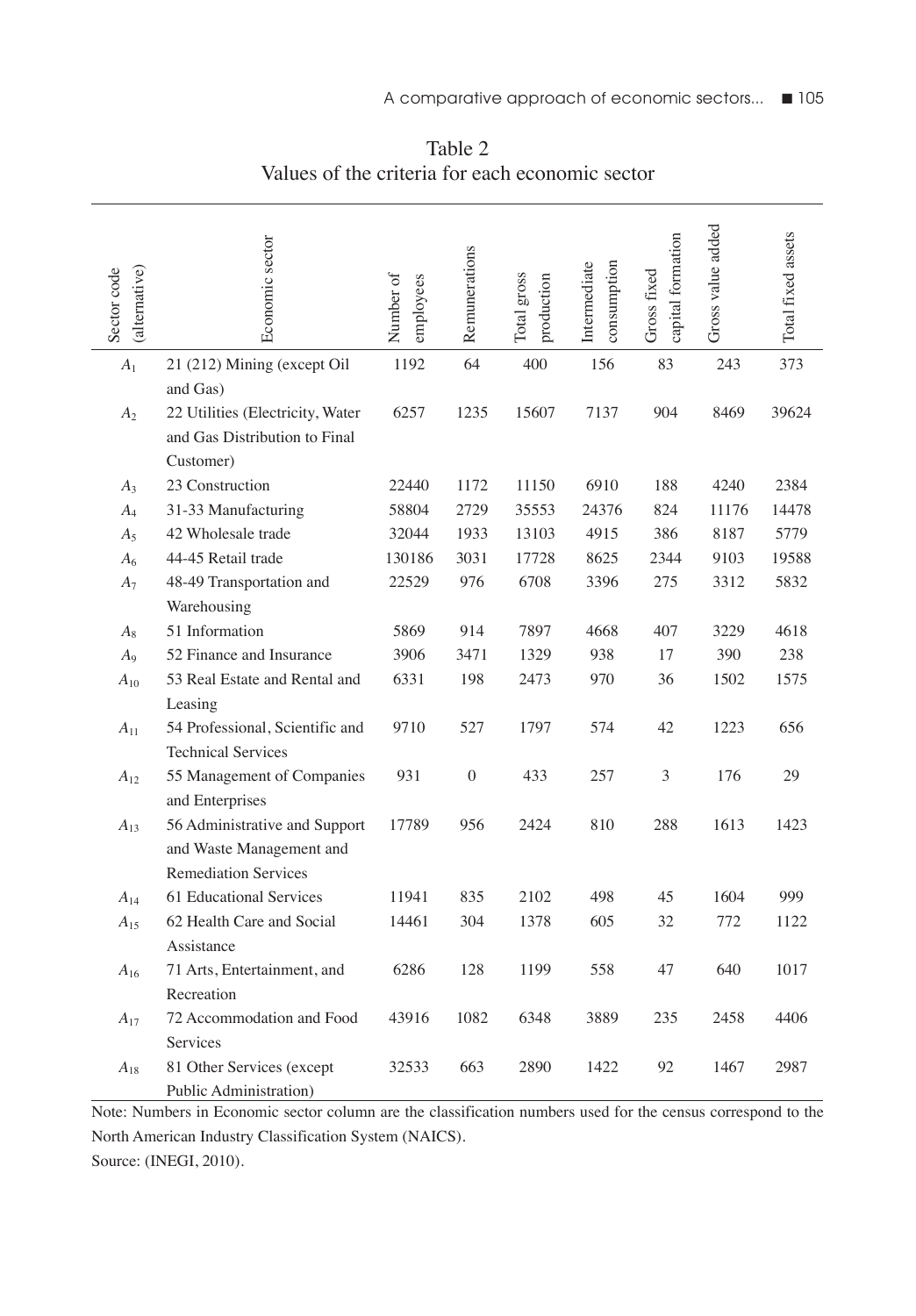Table 2
Values of the criteria for each economic sector

| Sector code (alternative) | Economic sector | Number of employees | Remunerations | Total gross production | Intermediate consumption | Gross fixed capital formation | Gross value added | Total fixed assets |
|---|---|---|---|---|---|---|---|---|
| $A_1$ | 21 (212) Mining (except Oil and Gas) | 1192 | 64 | 400 | 156 | 83 | 243 | 373 |
| $A_2$ | 22 Utilities (Electricity, Water and Gas Distribution to Final Customer) | 6257 | 1235 | 15607 | 7137 | 904 | 8469 | 39624 |
| $A_3$ | 23 Construction | 22440 | 1172 | 11150 | 6910 | 188 | 4240 | 2384 |
| $A_4$ | 31-33 Manufacturing | 58804 | 2729 | 35553 | 24376 | 824 | 11176 | 14478 |
| $A_5$ | 42 Wholesale trade | 32044 | 1933 | 13103 | 4915 | 386 | 8187 | 5779 |
| $A_6$ | 44-45 Retail trade | 130186 | 3031 | 17728 | 8625 | 2344 | 9103 | 19588 |
| $A_7$ | 48-49 Transportation and Warehousing | 22529 | 976 | 6708 | 3396 | 275 | 3312 | 5832 |
| $A_8$ | 51 Information | 5869 | 914 | 7897 | 4668 | 407 | 3229 | 4618 |
| $A_9$ | 52 Finance and Insurance | 3906 | 3471 | 1329 | 938 | 17 | 390 | 238 |
| $A_{10}$ | 53 Real Estate and Rental and Leasing | 6331 | 198 | 2473 | 970 | 36 | 1502 | 1575 |
| $A_{11}$ | 54 Professional, Scientific and Technical Services | 9710 | 527 | 1797 | 574 | 42 | 1223 | 656 |
| $A_{12}$ | 55 Management of Companies and Enterprises | 931 | 0 | 433 | 257 | 3 | 176 | 29 |
| $A_{13}$ | 56 Administrative and Support and Waste Management and Remediation Services | 17789 | 956 | 2424 | 810 | 288 | 1613 | 1423 |
| $A_{14}$ | 61 Educational Services | 11941 | 835 | 2102 | 498 | 45 | 1604 | 999 |
| $A_{15}$ | 62 Health Care and Social Assistance | 14461 | 304 | 1378 | 605 | 32 | 772 | 1122 |
| $A_{16}$ | 71 Arts, Entertainment, and Recreation | 6286 | 128 | 1199 | 558 | 47 | 640 | 1017 |
| $A_{17}$ | 72 Accommodation and Food Services | 43916 | 1082 | 6348 | 3889 | 235 | 2458 | 4406 |
| $A_{18}$ | 81 Other Services (except Public Administration) | 32533 | 663 | 2890 | 1422 | 92 | 1467 | 2987 |

Note: Numbers in Economic sector column are the classification numbers used for the census correspond to the North American Industry Classification System (NAICS).
Source: (INEGI, 2010).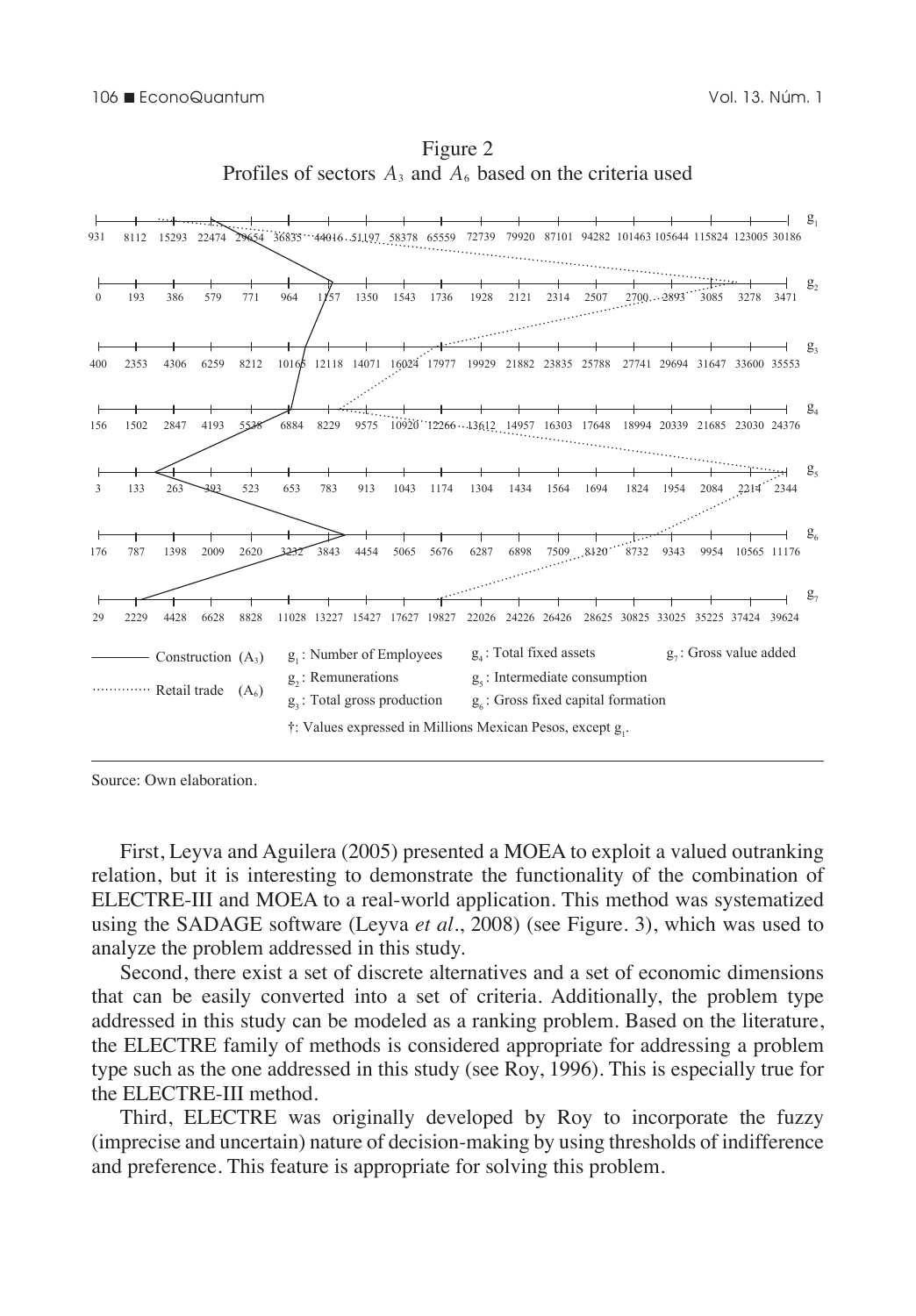Figure 2
Profiles of sectors $A_3$ and $A_6$ based on the criteria used

| | | | | | | | | | | | | | | | | | | | |
|---|---|---|---|---|---|---|---|---|---|---|---|---|---|---|---|---|---|---|---|
| $g_1$ | 931 | 8112 | 15293 | 22474 | 29654 | 36835 | 44016 | 51197 | 58378 | 65559 | 72739 | 79920 | 87101 | 94282 | 101463 | 105644 | 115824 | 123005 | 30186 |
| $g_2$ | 0 | 193 | 386 | 579 | 771 | 964 | 1157 | 1350 | 1543 | 1736 | 1928 | 2121 | 2314 | 2507 | 2700 | 2893 | 3085 | 3278 | 3471 |
| $g_3$ | 400 | 2353 | 4306 | 6259 | 8212 | 10165 | 12118 | 14071 | 16024 | 17977 | 19929 | 21882 | 23835 | 25788 | 27741 | 29694 | 31647 | 33600 | 35553 |
| $g_4$ | 156 | 1502 | 2847 | 4193 | 5538 | 6884 | 8229 | 9575 | 10920 | 12266 | 13612 | 14957 | 16303 | 17648 | 18994 | 20339 | 21685 | 23030 | 24376 |
| $g_5$ | 3 | 133 | 263 | 393 | 523 | 653 | 783 | 913 | 1043 | 1174 | 1304 | 1434 | 1564 | 1694 | 1824 | 1954 | 2084 | 2214 | 2344 |
| $g_6$ | 176 | 787 | 1398 | 2009 | 2620 | 3232 | 3843 | 4454 | 5065 | 5676 | 6287 | 6898 | 7509 | 8120 | 8732 | 9343 | 9954 | 10565 | 11176 |
| $g_7$ | 29 | 2229 | 4428 | 6628 | 8828 | 11028 | 13227 | 15427 | 17627 | 19827 | 22026 | 24226 | 26426 | 28625 | 30825 | 33025 | 35225 | 37424 | 39624 |

——— Construction ($A_3$)
············ Retail trade ($A_6$)

$g_1$: Number of Employees
$g_2$: Remunerations
$g_3$: Total gross production
$g_4$: Total fixed assets
$g_5$: Intermediate consumption
$g_6$: Gross fixed capital formation
$g_7$: Gross value added

†: Values expressed in Millions Mexican Pesos, except $g_1$.

Source: Own elaboration.

First, Leyva and Aguilera (2005) presented a MOEA to exploit a valued outranking relation, but it is interesting to demonstrate the functionality of the combination of ELECTRE-III and MOEA to a real-world application. This method was systematized using the SADAGE software (Leyva *et al*., 2008) (see Figure. 3), which was used to analyze the problem addressed in this study.

Second, there exist a set of discrete alternatives and a set of economic dimensions that can be easily converted into a set of criteria. Additionally, the problem type addressed in this study can be modeled as a ranking problem. Based on the literature, the ELECTRE family of methods is considered appropriate for addressing a problem type such as the one addressed in this study (see Roy, 1996). This is especially true for the ELECTRE-III method.

Third, ELECTRE was originally developed by Roy to incorporate the fuzzy (imprecise and uncertain) nature of decision-making by using thresholds of indifference and preference. This feature is appropriate for solving this problem.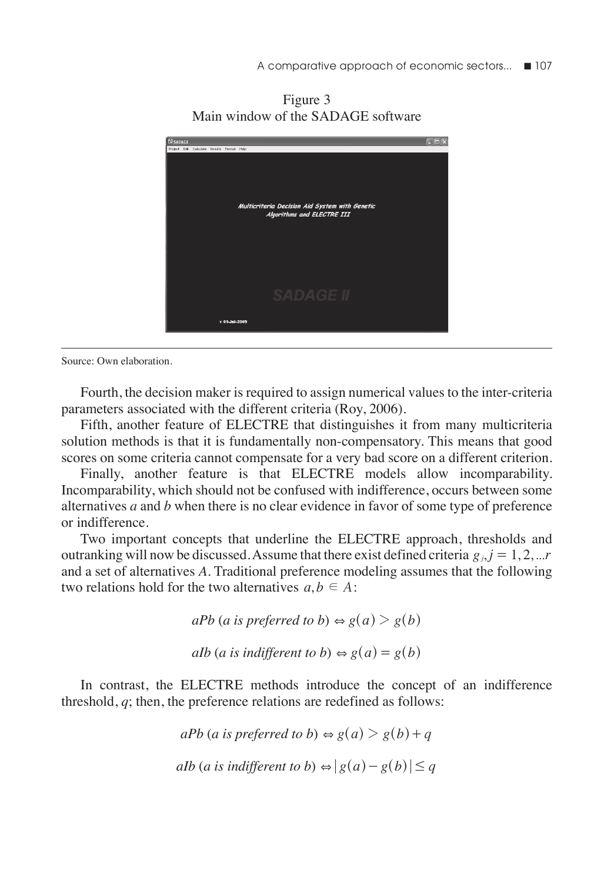Figure 3
Main window of the SADAGE software

Source: Own elaboration.

Fourth, the decision maker is required to assign numerical values to the inter-criteria parameters associated with the different criteria (Roy, 2006).

Fifth, another feature of ELECTRE that distinguishes it from many multicriteria solution methods is that it is fundamentally non-compensatory. This means that good scores on some criteria cannot compensate for a very bad score on a different criterion.

Finally, another feature is that ELECTRE models allow incomparability. Incomparability, which should not be confused with indifference, occurs between some alternatives *a* and *b* when there is no clear evidence in favor of some type of preference or indifference.

Two important concepts that underline the ELECTRE approach, thresholds and outranking will now be discussed. Assume that there exist defined criteria $g_j, j = 1, 2, ...r$ and a set of alternatives $A$. Traditional preference modeling assumes that the following two relations hold for the two alternatives $a, b \in A$:

$$aPb \text{ (}a \text{ is preferred to } b\text{)} \Leftrightarrow g(a) > g(b)$$

$$aIb \text{ (}a \text{ is indifferent to } b\text{)} \Leftrightarrow g(a) = g(b)$$

In contrast, the ELECTRE methods introduce the concept of an indifference threshold, $q$; then, the preference relations are redefined as follows:

$$aPb \text{ (}a \text{ is preferred to } b\text{)} \Leftrightarrow g(a) > g(b) + q$$

$$aIb \text{ (}a \text{ is indifferent to } b\text{)} \Leftrightarrow |g(a) - g(b)| \leq q$$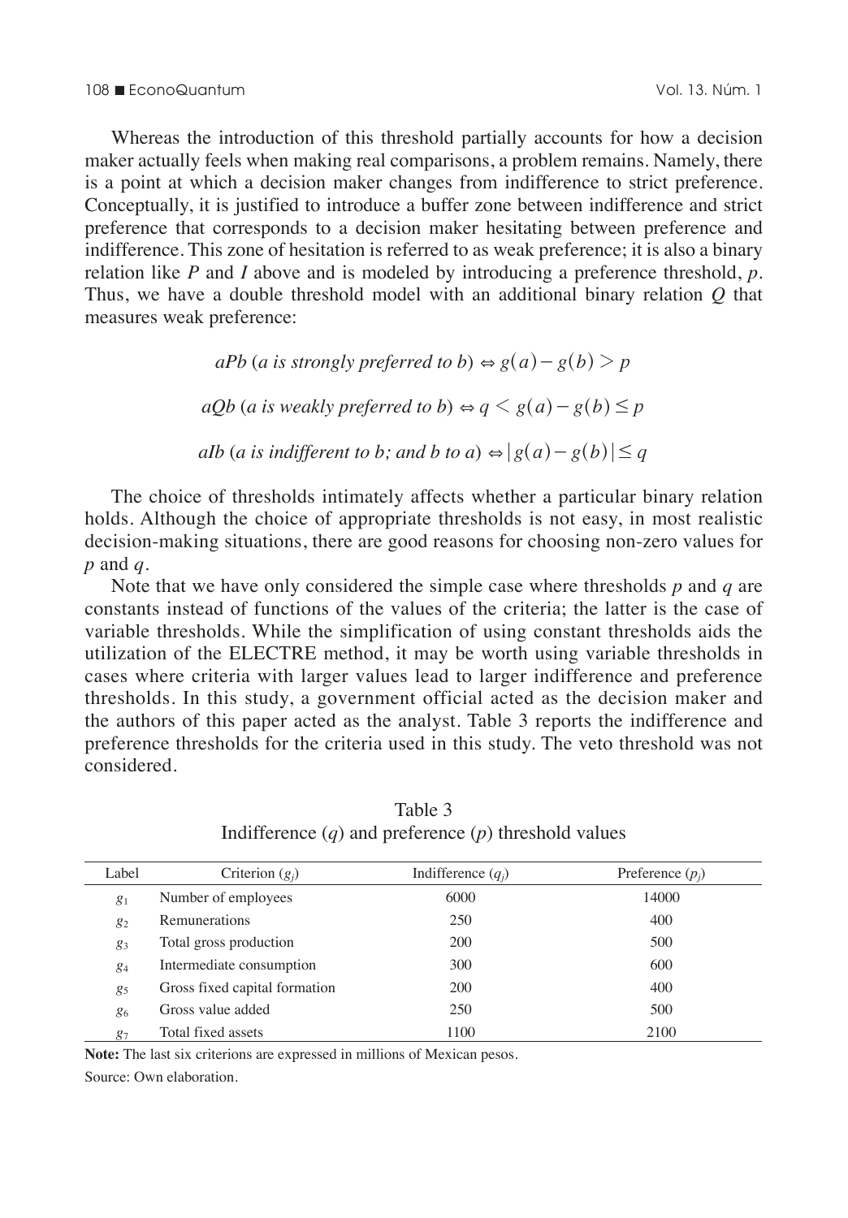Whereas the introduction of this threshold partially accounts for how a decision maker actually feels when making real comparisons, a problem remains. Namely, there is a point at which a decision maker changes from indifference to strict preference. Conceptually, it is justified to introduce a buffer zone between indifference and strict preference that corresponds to a decision maker hesitating between preference and indifference. This zone of hesitation is referred to as weak preference; it is also a binary relation like $P$ and $I$ above and is modeled by introducing a preference threshold, $p$. Thus, we have a double threshold model with an additional binary relation $Q$ that measures weak preference:

$$aPb \text{ (}a\text{ is strongly preferred to }b\text{)} \Leftrightarrow g(a) - g(b) > p$$

$$aQb \text{ (}a\text{ is weakly preferred to }b\text{)} \Leftrightarrow q < g(a) - g(b) \leq p$$

$$aIb \text{ (}a\text{ is indifferent to }b\text{; and }b\text{ to }a\text{)} \Leftrightarrow |g(a) - g(b)| \leq q$$

The choice of thresholds intimately affects whether a particular binary relation holds. Although the choice of appropriate thresholds is not easy, in most realistic decision-making situations, there are good reasons for choosing non-zero values for $p$ and $q$.

Note that we have only considered the simple case where thresholds $p$ and $q$ are constants instead of functions of the values of the criteria; the latter is the case of variable thresholds. While the simplification of using constant thresholds aids the utilization of the ELECTRE method, it may be worth using variable thresholds in cases where criteria with larger values lead to larger indifference and preference thresholds. In this study, a government official acted as the decision maker and the authors of this paper acted as the analyst. Table 3 reports the indifference and preference thresholds for the criteria used in this study. The veto threshold was not considered.

Table 3
Indifference ($q$) and preference ($p$) threshold values

| Label | Criterion ($g_j$) | Indifference ($q_j$) | Preference ($p_j$) |
|---|---|---|---|
| $g_1$ | Number of employees | 6000 | 14000 |
| $g_2$ | Remunerations | 250 | 400 |
| $g_3$ | Total gross production | 200 | 500 |
| $g_4$ | Intermediate consumption | 300 | 600 |
| $g_5$ | Gross fixed capital formation | 200 | 400 |
| $g_6$ | Gross value added | 250 | 500 |
| $g_7$ | Total fixed assets | 1100 | 2100 |

**Note:** The last six criterions are expressed in millions of Mexican pesos.

Source: Own elaboration.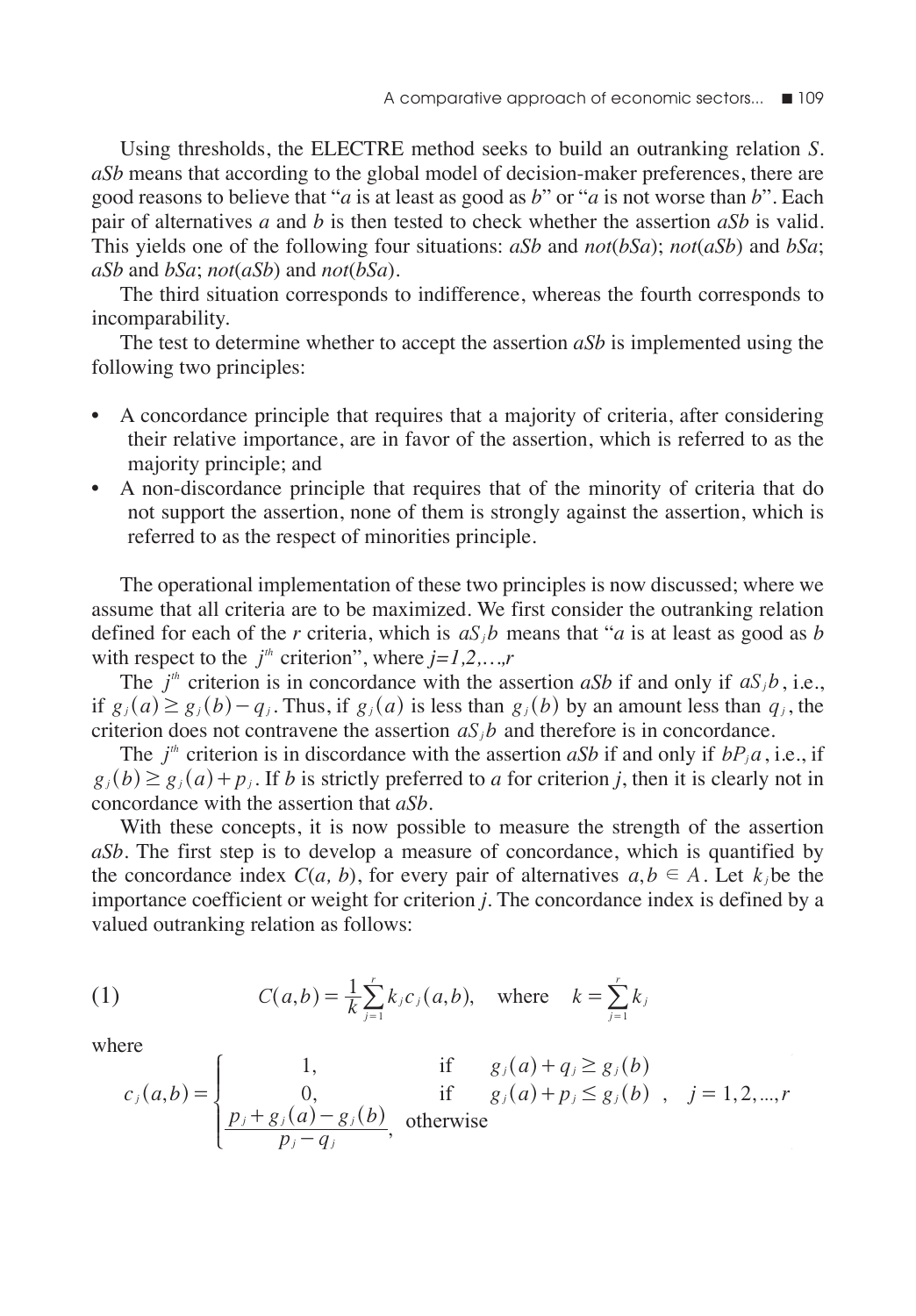Using thresholds, the ELECTRE method seeks to build an outranking relation *S*. *aSb* means that according to the global model of decision-maker preferences, there are good reasons to believe that "*a* is at least as good as *b*" or "*a* is not worse than *b*". Each pair of alternatives *a* and *b* is then tested to check whether the assertion *aSb* is valid. This yields one of the following four situations: *aSb* and *not*(*bSa*); *not*(*aSb*) and *bSa*; *aSb* and *bSa*; *not*(*aSb*) and *not*(*bSa*).

The third situation corresponds to indifference, whereas the fourth corresponds to incomparability.

The test to determine whether to accept the assertion *aSb* is implemented using the following two principles:

- A concordance principle that requires that a majority of criteria, after considering their relative importance, are in favor of the assertion, which is referred to as the majority principle; and
- A non-discordance principle that requires that of the minority of criteria that do not support the assertion, none of them is strongly against the assertion, which is referred to as the respect of minorities principle.

The operational implementation of these two principles is now discussed; where we assume that all criteria are to be maximized. We first consider the outranking relation defined for each of the *r* criteria, which is $aS_jb$ means that "*a* is at least as good as *b* with respect to the $j^{th}$ criterion", where $j=1,2,\ldots,r$

The $j^{th}$ criterion is in concordance with the assertion *aSb* if and only if $aS_jb$, i.e., if $g_j(a) \geq g_j(b) - q_j$. Thus, if $g_j(a)$ is less than $g_j(b)$ by an amount less than $q_j$, the criterion does not contravene the assertion $aS_jb$ and therefore is in concordance.

The $j^{th}$ criterion is in discordance with the assertion *aSb* if and only if $bP_ja$, i.e., if $g_j(b) \geq g_j(a) + p_j$. If *b* is strictly preferred to *a* for criterion *j*, then it is clearly not in concordance with the assertion that *aSb*.

With these concepts, it is now possible to measure the strength of the assertion *aSb*. The first step is to develop a measure of concordance, which is quantified by the concordance index *C*(*a, b*), for every pair of alternatives $a, b \in A$. Let $k_j$ be the importance coefficient or weight for criterion *j*. The concordance index is defined by a valued outranking relation as follows:

$$(1) \qquad C(a,b) = \frac{1}{k}\sum_{j=1}^{r} k_j c_j(a,b), \quad \text{where} \quad k = \sum_{j=1}^{r} k_j$$

where

$$c_j(a,b) = \begin{cases} 1, & \text{if} \quad g_j(a) + q_j \geq g_j(b) \\ 0, & \text{if} \quad g_j(a) + p_j \leq g_j(b) \\ \dfrac{p_j + g_j(a) - g_j(b)}{p_j - q_j}, & \text{otherwise} \end{cases}, \quad j = 1,2,\ldots,r$$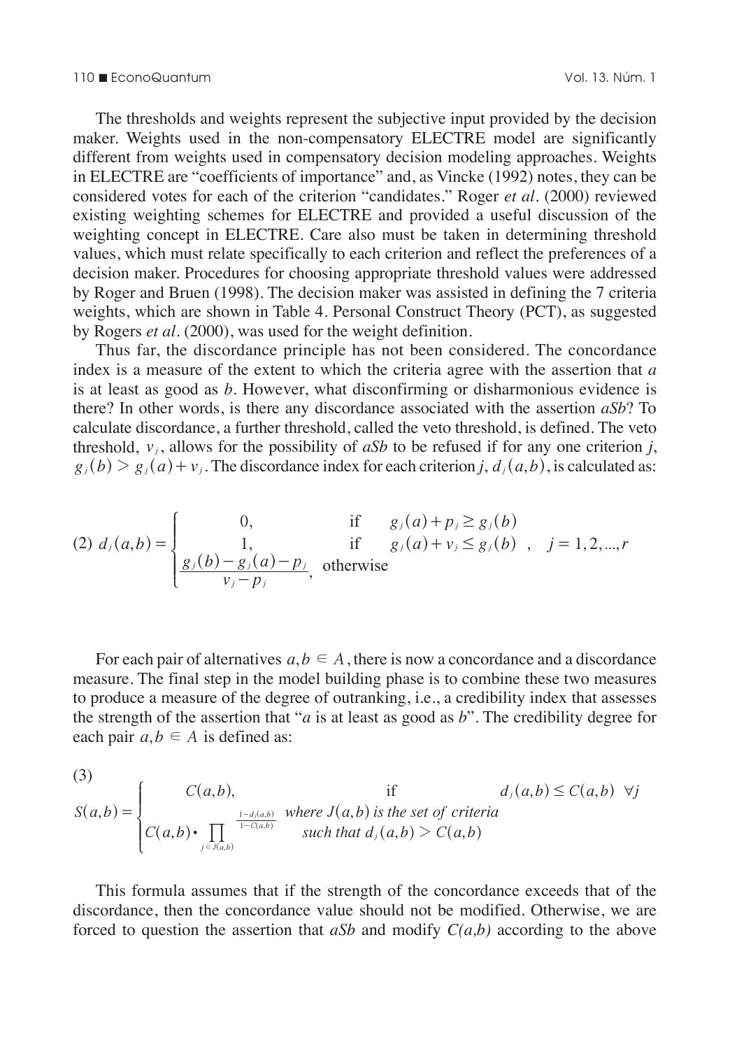The thresholds and weights represent the subjective input provided by the decision maker. Weights used in the non-compensatory ELECTRE model are significantly different from weights used in compensatory decision modeling approaches. Weights in ELECTRE are "coefficients of importance" and, as Vincke (1992) notes, they can be considered votes for each of the criterion "candidates." Roger *et al*. (2000) reviewed existing weighting schemes for ELECTRE and provided a useful discussion of the weighting concept in ELECTRE. Care also must be taken in determining threshold values, which must relate specifically to each criterion and reflect the preferences of a decision maker. Procedures for choosing appropriate threshold values were addressed by Roger and Bruen (1998). The decision maker was assisted in defining the 7 criteria weights, which are shown in Table 4. Personal Construct Theory (PCT), as suggested by Rogers *et al*. (2000), was used for the weight definition.

Thus far, the discordance principle has not been considered. The concordance index is a measure of the extent to which the criteria agree with the assertion that *a* is at least as good as *b*. However, what disconfirming or disharmonious evidence is there? In other words, is there any discordance associated with the assertion *aSb*? To calculate discordance, a further threshold, called the veto threshold, is defined. The veto threshold, $v_j$, allows for the possibility of *aSb* to be refused if for any one criterion *j*, $g_j(b) > g_j(a) + v_j$. The discordance index for each criterion *j*, $d_j(a,b)$, is calculated as:

$$\text{(2)} \quad d_j(a,b) = \begin{cases} 0, & \text{if} \quad g_j(a) + p_j \geq g_j(b) \\ 1, & \text{if} \quad g_j(a) + v_j \leq g_j(b) \\ \dfrac{g_j(b) - g_j(a) - p_j}{v_j - p_j}, & \text{otherwise} \end{cases}, \quad j = 1, 2, \ldots, r$$

For each pair of alternatives $a, b \in A$, there is now a concordance and a discordance measure. The final step in the model building phase is to combine these two measures to produce a measure of the degree of outranking, i.e., a credibility index that assesses the strength of the assertion that "*a* is at least as good as *b*". The credibility degree for each pair $a, b \in A$ is defined as:

$$\text{(3)} \quad S(a,b) = \begin{cases} C(a,b), & \text{if} \quad d_j(a,b) \leq C(a,b) \quad \forall j \\ C(a,b) \cdot \prod_{j \in J(a,b)} \frac{1 - d_j(a,b)}{1 - C(a,b)} & \text{where } J(a,b) \text{ is the set of criteria such that } d_j(a,b) > C(a,b) \end{cases}$$

This formula assumes that if the strength of the concordance exceeds that of the discordance, then the concordance value should not be modified. Otherwise, we are forced to question the assertion that *aSb* and modify *C(a,b)* according to the above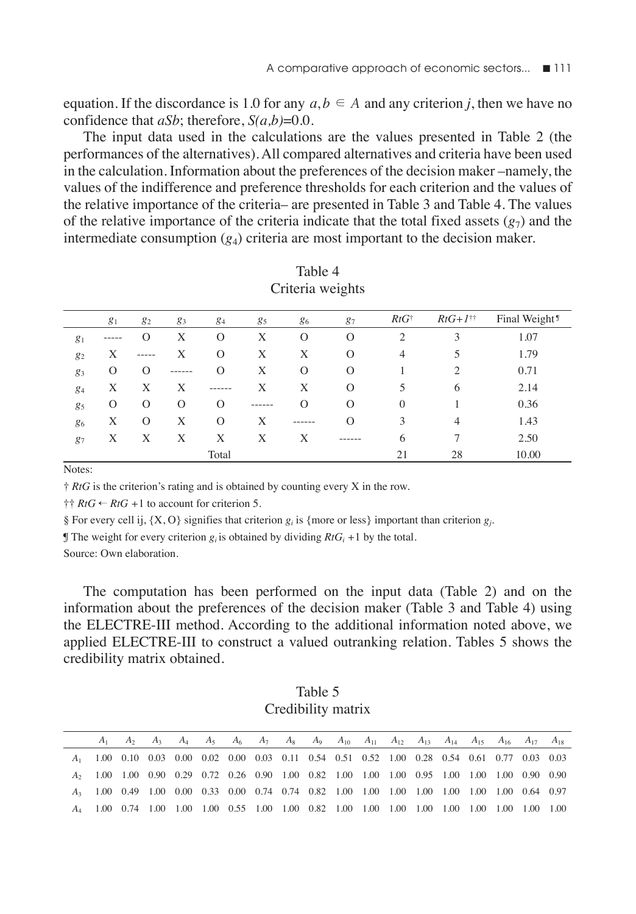equation. If the discordance is 1.0 for any $a,b \in A$ and any criterion *j*, then we have no confidence that *aSb*; therefore, *S(a,b)*=0.0.

The input data used in the calculations are the values presented in Table 2 (the performances of the alternatives). All compared alternatives and criteria have been used in the calculation. Information about the preferences of the decision maker –namely, the values of the indifference and preference thresholds for each criterion and the values of the relative importance of the criteria– are presented in Table 3 and Table 4. The values of the relative importance of the criteria indicate that the total fixed assets ($g_7$) and the intermediate consumption ($g_4$) criteria are most important to the decision maker.

Table 4
Criteria weights

| | $g_1$ | $g_2$ | $g_3$ | $g_4$ | $g_5$ | $g_6$ | $g_7$ | $RtG$† | $RtG+1$†† | Final Weight¶ |
|---|---|---|---|---|---|---|---|---|---|---|
| $g_1$ | ----- | O | X | O | X | O | O | 2 | 3 | 1.07 |
| $g_2$ | X | ----- | X | O | X | X | O | 4 | 5 | 1.79 |
| $g_3$ | O | O | ------ | O | X | O | O | 1 | 2 | 0.71 |
| $g_4$ | X | X | X | ------ | X | X | O | 5 | 6 | 2.14 |
| $g_5$ | O | O | O | O | ------ | O | O | 0 | 1 | 0.36 |
| $g_6$ | X | O | X | O | X | ------ | O | 3 | 4 | 1.43 |
| $g_7$ | X | X | X | X | X | X | ------ | 6 | 7 | 2.50 |
| | | | | Total | | | | 21 | 28 | 10.00 |

Notes:

† *RtG* is the criterion's rating and is obtained by counting every X in the row.

†† *RtG* ← *RtG* +1 to account for criterion 5.

§ For every cell ij, {X, O} signifies that criterion $g_i$ is {more or less} important than criterion $g_j$.

¶ The weight for every criterion $g_i$ is obtained by dividing $RtG_i$ +1 by the total.

Source: Own elaboration.

The computation has been performed on the input data (Table 2) and on the information about the preferences of the decision maker (Table 3 and Table 4) using the ELECTRE-III method. According to the additional information noted above, we applied ELECTRE-III to construct a valued outranking relation. Tables 5 shows the credibility matrix obtained.

Table 5
Credibility matrix

| | $A_1$ | $A_2$ | $A_3$ | $A_4$ | $A_5$ | $A_6$ | $A_7$ | $A_8$ | $A_9$ | $A_{10}$ | $A_{11}$ | $A_{12}$ | $A_{13}$ | $A_{14}$ | $A_{15}$ | $A_{16}$ | $A_{17}$ | $A_{18}$ |
|---|---|---|---|---|---|---|---|---|---|---|---|---|---|---|---|---|---|---|
| $A_1$ | 1.00 | 0.10 | 0.03 | 0.00 | 0.02 | 0.00 | 0.03 | 0.11 | 0.54 | 0.51 | 0.52 | 1.00 | 0.28 | 0.54 | 0.61 | 0.77 | 0.03 | 0.03 |
| $A_2$ | 1.00 | 1.00 | 0.90 | 0.29 | 0.72 | 0.26 | 0.90 | 1.00 | 0.82 | 1.00 | 1.00 | 1.00 | 0.95 | 1.00 | 1.00 | 1.00 | 0.90 | 0.90 |
| $A_3$ | 1.00 | 0.49 | 1.00 | 0.00 | 0.33 | 0.00 | 0.74 | 0.74 | 0.82 | 1.00 | 1.00 | 1.00 | 1.00 | 1.00 | 1.00 | 1.00 | 0.64 | 0.97 |
| $A_4$ | 1.00 | 0.74 | 1.00 | 1.00 | 1.00 | 0.55 | 1.00 | 1.00 | 0.82 | 1.00 | 1.00 | 1.00 | 1.00 | 1.00 | 1.00 | 1.00 | 1.00 | 1.00 |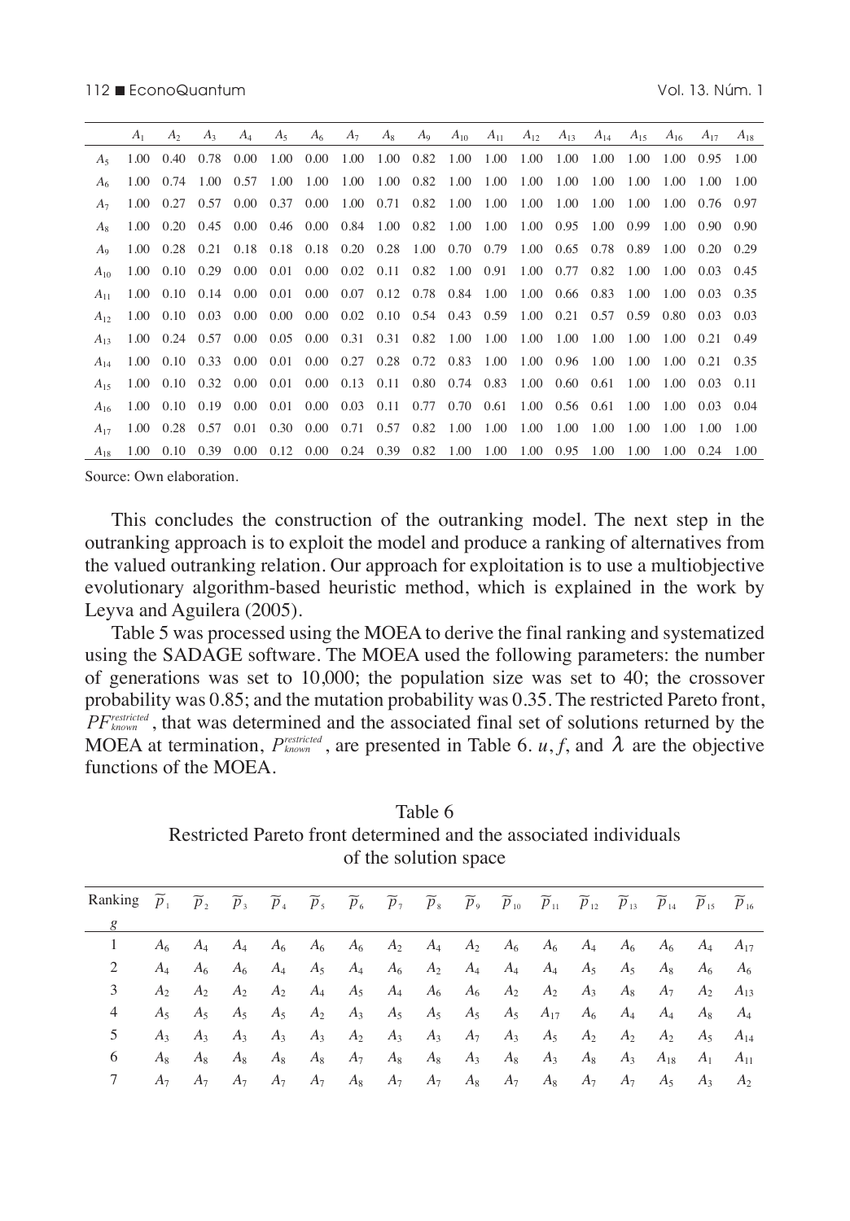| | $A_1$ | $A_2$ | $A_3$ | $A_4$ | $A_5$ | $A_6$ | $A_7$ | $A_8$ | $A_9$ | $A_{10}$ | $A_{11}$ | $A_{12}$ | $A_{13}$ | $A_{14}$ | $A_{15}$ | $A_{16}$ | $A_{17}$ | $A_{18}$ |
|---|---|---|---|---|---|---|---|---|---|---|---|---|---|---|---|---|---|---|
| $A_5$ | 1.00 | 0.40 | 0.78 | 0.00 | 1.00 | 0.00 | 1.00 | 1.00 | 0.82 | 1.00 | 1.00 | 1.00 | 1.00 | 1.00 | 1.00 | 1.00 | 0.95 | 1.00 |
| $A_6$ | 1.00 | 0.74 | 1.00 | 0.57 | 1.00 | 1.00 | 1.00 | 1.00 | 0.82 | 1.00 | 1.00 | 1.00 | 1.00 | 1.00 | 1.00 | 1.00 | 1.00 | 1.00 |
| $A_7$ | 1.00 | 0.27 | 0.57 | 0.00 | 0.37 | 0.00 | 1.00 | 0.71 | 0.82 | 1.00 | 1.00 | 1.00 | 1.00 | 1.00 | 1.00 | 1.00 | 0.76 | 0.97 |
| $A_8$ | 1.00 | 0.20 | 0.45 | 0.00 | 0.46 | 0.00 | 0.84 | 1.00 | 0.82 | 1.00 | 1.00 | 1.00 | 0.95 | 1.00 | 0.99 | 1.00 | 0.90 | 0.90 |
| $A_9$ | 1.00 | 0.28 | 0.21 | 0.18 | 0.18 | 0.18 | 0.20 | 0.28 | 1.00 | 0.70 | 0.79 | 1.00 | 0.65 | 0.78 | 0.89 | 1.00 | 0.20 | 0.29 |
| $A_{10}$ | 1.00 | 0.10 | 0.29 | 0.00 | 0.01 | 0.00 | 0.02 | 0.11 | 0.82 | 1.00 | 0.91 | 1.00 | 0.77 | 0.82 | 1.00 | 1.00 | 0.03 | 0.45 |
| $A_{11}$ | 1.00 | 0.10 | 0.14 | 0.00 | 0.01 | 0.00 | 0.07 | 0.12 | 0.78 | 0.84 | 1.00 | 1.00 | 0.66 | 0.83 | 1.00 | 1.00 | 0.03 | 0.35 |
| $A_{12}$ | 1.00 | 0.10 | 0.03 | 0.00 | 0.00 | 0.00 | 0.02 | 0.10 | 0.54 | 0.43 | 0.59 | 1.00 | 0.21 | 0.57 | 0.59 | 0.80 | 0.03 | 0.03 |
| $A_{13}$ | 1.00 | 0.24 | 0.57 | 0.00 | 0.05 | 0.00 | 0.31 | 0.31 | 0.82 | 1.00 | 1.00 | 1.00 | 1.00 | 1.00 | 1.00 | 1.00 | 0.21 | 0.49 |
| $A_{14}$ | 1.00 | 0.10 | 0.33 | 0.00 | 0.01 | 0.00 | 0.27 | 0.28 | 0.72 | 0.83 | 1.00 | 1.00 | 0.96 | 1.00 | 1.00 | 1.00 | 0.21 | 0.35 |
| $A_{15}$ | 1.00 | 0.10 | 0.32 | 0.00 | 0.01 | 0.00 | 0.13 | 0.11 | 0.80 | 0.74 | 0.83 | 1.00 | 0.60 | 0.61 | 1.00 | 1.00 | 0.03 | 0.11 |
| $A_{16}$ | 1.00 | 0.10 | 0.19 | 0.00 | 0.01 | 0.00 | 0.03 | 0.11 | 0.77 | 0.70 | 0.61 | 1.00 | 0.56 | 0.61 | 1.00 | 1.00 | 0.03 | 0.04 |
| $A_{17}$ | 1.00 | 0.28 | 0.57 | 0.01 | 0.30 | 0.00 | 0.71 | 0.57 | 0.82 | 1.00 | 1.00 | 1.00 | 1.00 | 1.00 | 1.00 | 1.00 | 1.00 | 1.00 |
| $A_{18}$ | 1.00 | 0.10 | 0.39 | 0.00 | 0.12 | 0.00 | 0.24 | 0.39 | 0.82 | 1.00 | 1.00 | 1.00 | 0.95 | 1.00 | 1.00 | 1.00 | 0.24 | 1.00 |

Source: Own elaboration.

This concludes the construction of the outranking model. The next step in the outranking approach is to exploit the model and produce a ranking of alternatives from the valued outranking relation. Our approach for exploitation is to use a multiobjective evolutionary algorithm-based heuristic method, which is explained in the work by Leyva and Aguilera (2005).

Table 5 was processed using the MOEA to derive the final ranking and systematized using the SADAGE software. The MOEA used the following parameters: the number of generations was set to 10,000; the population size was set to 40; the crossover probability was 0.85; and the mutation probability was 0.35. The restricted Pareto front, $PF_{known}^{restricted}$, that was determined and the associated final set of solutions returned by the MOEA at termination, $P_{known}^{restricted}$, are presented in Table 6. $u$, $f$, and $\lambda$ are the objective functions of the MOEA.

Table 6
Restricted Pareto front determined and the associated individuals of the solution space

| Ranking $g$ | $\widetilde{p}_1$ | $\widetilde{p}_2$ | $\widetilde{p}_3$ | $\widetilde{p}_4$ | $\widetilde{p}_5$ | $\widetilde{p}_6$ | $\widetilde{p}_7$ | $\widetilde{p}_8$ | $\widetilde{p}_9$ | $\widetilde{p}_{10}$ | $\widetilde{p}_{11}$ | $\widetilde{p}_{12}$ | $\widetilde{p}_{13}$ | $\widetilde{p}_{14}$ | $\widetilde{p}_{15}$ | $\widetilde{p}_{16}$ |
|---|---|---|---|---|---|---|---|---|---|---|---|---|---|---|---|---|
| 1 | $A_6$ | $A_4$ | $A_4$ | $A_6$ | $A_6$ | $A_6$ | $A_2$ | $A_4$ | $A_2$ | $A_6$ | $A_6$ | $A_4$ | $A_6$ | $A_6$ | $A_4$ | $A_{17}$ |
| 2 | $A_4$ | $A_6$ | $A_6$ | $A_4$ | $A_5$ | $A_4$ | $A_6$ | $A_2$ | $A_4$ | $A_4$ | $A_4$ | $A_5$ | $A_5$ | $A_8$ | $A_6$ | $A_6$ |
| 3 | $A_2$ | $A_2$ | $A_2$ | $A_2$ | $A_4$ | $A_5$ | $A_4$ | $A_6$ | $A_6$ | $A_2$ | $A_2$ | $A_3$ | $A_8$ | $A_7$ | $A_2$ | $A_{13}$ |
| 4 | $A_5$ | $A_5$ | $A_5$ | $A_5$ | $A_2$ | $A_3$ | $A_5$ | $A_5$ | $A_5$ | $A_5$ | $A_{17}$ | $A_6$ | $A_4$ | $A_4$ | $A_8$ | $A_4$ |
| 5 | $A_3$ | $A_3$ | $A_3$ | $A_3$ | $A_3$ | $A_2$ | $A_3$ | $A_3$ | $A_7$ | $A_3$ | $A_5$ | $A_2$ | $A_2$ | $A_2$ | $A_5$ | $A_{14}$ |
| 6 | $A_8$ | $A_8$ | $A_8$ | $A_8$ | $A_8$ | $A_7$ | $A_8$ | $A_8$ | $A_3$ | $A_8$ | $A_3$ | $A_8$ | $A_3$ | $A_{18}$ | $A_1$ | $A_{11}$ |
| 7 | $A_7$ | $A_7$ | $A_7$ | $A_7$ | $A_7$ | $A_8$ | $A_7$ | $A_7$ | $A_8$ | $A_7$ | $A_8$ | $A_7$ | $A_7$ | $A_5$ | $A_3$ | $A_2$ |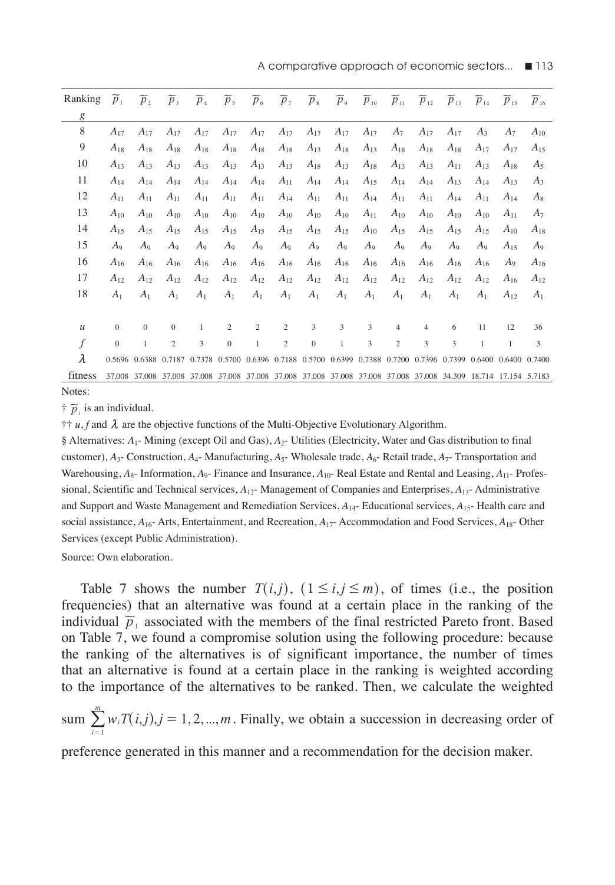| Ranking $g$ | $\widetilde{p}_1$ | $\widetilde{p}_2$ | $\widetilde{p}_3$ | $\widetilde{p}_4$ | $\widetilde{p}_5$ | $\widetilde{p}_6$ | $\widetilde{p}_7$ | $\widetilde{p}_8$ | $\widetilde{p}_9$ | $\widetilde{p}_{10}$ | $\widetilde{p}_{11}$ | $\widetilde{p}_{12}$ | $\widetilde{p}_{13}$ | $\widetilde{p}_{14}$ | $\widetilde{p}_{15}$ | $\widetilde{p}_{16}$ |
|---|---|---|---|---|---|---|---|---|---|---|---|---|---|---|---|---|
| 8 | $A_{17}$ | $A_{17}$ | $A_{17}$ | $A_{17}$ | $A_{17}$ | $A_{17}$ | $A_{17}$ | $A_{17}$ | $A_{17}$ | $A_{17}$ | $A_7$ | $A_{17}$ | $A_{17}$ | $A_3$ | $A_7$ | $A_{10}$ |
| 9 | $A_{18}$ | $A_{18}$ | $A_{18}$ | $A_{18}$ | $A_{18}$ | $A_{18}$ | $A_{18}$ | $A_{13}$ | $A_{18}$ | $A_{13}$ | $A_{18}$ | $A_{18}$ | $A_{18}$ | $A_{17}$ | $A_{17}$ | $A_{15}$ |
| 10 | $A_{13}$ | $A_{13}$ | $A_{13}$ | $A_{13}$ | $A_{13}$ | $A_{13}$ | $A_{13}$ | $A_{18}$ | $A_{13}$ | $A_{18}$ | $A_{13}$ | $A_{13}$ | $A_{11}$ | $A_{13}$ | $A_{18}$ | $A_5$ |
| 11 | $A_{14}$ | $A_{14}$ | $A_{14}$ | $A_{14}$ | $A_{14}$ | $A_{14}$ | $A_{11}$ | $A_{14}$ | $A_{14}$ | $A_{15}$ | $A_{14}$ | $A_{14}$ | $A_{13}$ | $A_{14}$ | $A_{13}$ | $A_3$ |
| 12 | $A_{11}$ | $A_{11}$ | $A_{11}$ | $A_{11}$ | $A_{11}$ | $A_{11}$ | $A_{14}$ | $A_{11}$ | $A_{11}$ | $A_{14}$ | $A_{11}$ | $A_{11}$ | $A_{14}$ | $A_{11}$ | $A_{14}$ | $A_8$ |
| 13 | $A_{10}$ | $A_{10}$ | $A_{10}$ | $A_{10}$ | $A_{10}$ | $A_{10}$ | $A_{10}$ | $A_{10}$ | $A_{10}$ | $A_{11}$ | $A_{10}$ | $A_{10}$ | $A_{10}$ | $A_{10}$ | $A_{11}$ | $A_7$ |
| 14 | $A_{15}$ | $A_{15}$ | $A_{15}$ | $A_{15}$ | $A_{15}$ | $A_{15}$ | $A_{15}$ | $A_{15}$ | $A_{15}$ | $A_{10}$ | $A_{15}$ | $A_{15}$ | $A_{15}$ | $A_{15}$ | $A_{10}$ | $A_{18}$ |
| 15 | $A_9$ | $A_9$ | $A_9$ | $A_9$ | $A_9$ | $A_9$ | $A_9$ | $A_9$ | $A_9$ | $A_9$ | $A_9$ | $A_9$ | $A_9$ | $A_9$ | $A_{15}$ | $A_9$ |
| 16 | $A_{16}$ | $A_{16}$ | $A_{16}$ | $A_{16}$ | $A_{16}$ | $A_{16}$ | $A_{16}$ | $A_{16}$ | $A_{16}$ | $A_{16}$ | $A_{16}$ | $A_{16}$ | $A_{16}$ | $A_{16}$ | $A_9$ | $A_{16}$ |
| 17 | $A_{12}$ | $A_{12}$ | $A_{12}$ | $A_{12}$ | $A_{12}$ | $A_{12}$ | $A_{12}$ | $A_{12}$ | $A_{12}$ | $A_{12}$ | $A_{12}$ | $A_{12}$ | $A_{12}$ | $A_{12}$ | $A_{16}$ | $A_{12}$ |
| 18 | $A_1$ | $A_1$ | $A_1$ | $A_1$ | $A_1$ | $A_1$ | $A_1$ | $A_1$ | $A_1$ | $A_1$ | $A_1$ | $A_1$ | $A_1$ | $A_1$ | $A_{12}$ | $A_1$ |
| $u$ | 0 | 0 | 0 | 1 | 2 | 2 | 2 | 3 | 3 | 3 | 4 | 4 | 6 | 11 | 12 | 36 |
| $f$ | 0 | 1 | 2 | 3 | 0 | 1 | 2 | 0 | 1 | 3 | 2 | 3 | 3 | 1 | 1 | 3 |
| $\lambda$ | 0.5696 | 0.6388 | 0.7187 | 0.7378 | 0.5700 | 0.6396 | 0.7188 | 0.5700 | 0.6399 | 0.7388 | 0.7200 | 0.7396 | 0.7399 | 0.6400 | 0.6400 | 0.7400 |
| fitness | 37.008 | 37.008 | 37.008 | 37.008 | 37.008 | 37.008 | 37.008 | 37.008 | 37.008 | 37.008 | 37.008 | 37.008 | 34.309 | 18.714 | 17.154 | 5.7183 |

Notes:

† $\widetilde{p}_i$ is an individual.

†† $u, f$ and $\lambda$ are the objective functions of the Multi-Objective Evolutionary Algorithm.

§ Alternatives: $A_1$- Mining (except Oil and Gas), $A_2$- Utilities (Electricity, Water and Gas distribution to final customer), $A_3$- Construction, $A_4$- Manufacturing, $A_5$- Wholesale trade, $A_6$- Retail trade, $A_7$- Transportation and Warehousing, $A_8$- Information, $A_9$- Finance and Insurance, $A_{10}$- Real Estate and Rental and Leasing, $A_{11}$- Professional, Scientific and Technical services, $A_{12}$- Management of Companies and Enterprises, $A_{13}$- Administrative and Support and Waste Management and Remediation Services, $A_{14}$- Educational services, $A_{15}$- Health care and social assistance, $A_{16}$- Arts, Entertainment, and Recreation, $A_{17}$- Accommodation and Food Services, $A_{18}$- Other Services (except Public Administration).

Source: Own elaboration.

Table 7 shows the number $T(i,j)$, $(1 \leq i,j \leq m)$, of times (i.e., the position frequencies) that an alternative was found at a certain place in the ranking of the individual $\widetilde{p}_1$ associated with the members of the final restricted Pareto front. Based on Table 7, we found a compromise solution using the following procedure: because the ranking of the alternatives is of significant importance, the number of times that an alternative is found at a certain place in the ranking is weighted according to the importance of the alternatives to be ranked. Then, we calculate the weighted sum $\sum_{i=1}^{m} w_i T(i,j), j = 1,2,...,m$. Finally, we obtain a succession in decreasing order of preference generated in this manner and a recommendation for the decision maker.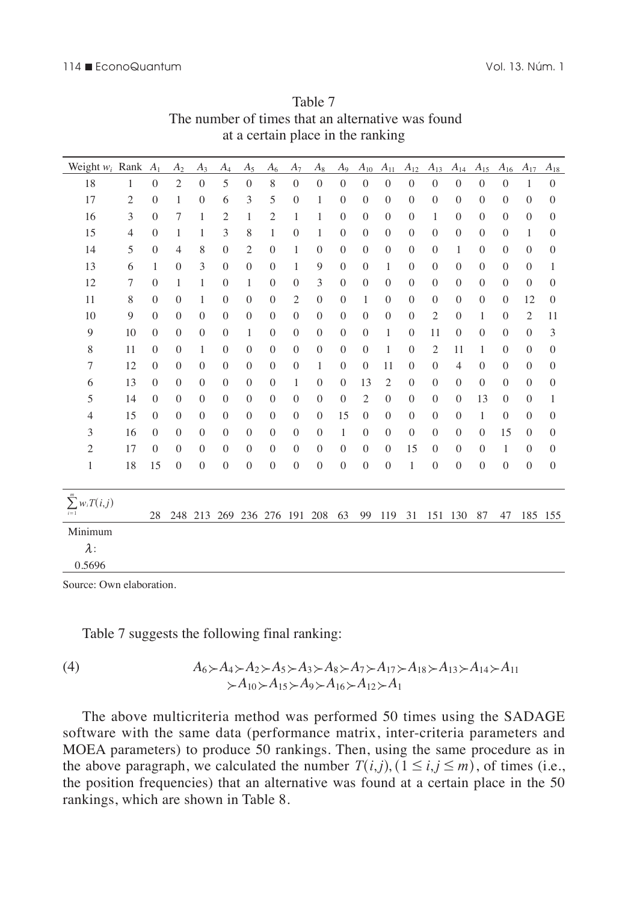Table 7
The number of times that an alternative was found at a certain place in the ranking

| Weight $w_i$ | Rank | $A_1$ | $A_2$ | $A_3$ | $A_4$ | $A_5$ | $A_6$ | $A_7$ | $A_8$ | $A_9$ | $A_{10}$ | $A_{11}$ | $A_{12}$ | $A_{13}$ | $A_{14}$ | $A_{15}$ | $A_{16}$ | $A_{17}$ | $A_{18}$ |
|---|---|---|---|---|---|---|---|---|---|---|---|---|---|---|---|---|---|---|---|
| 18 | 1 | 0 | 2 | 0 | 5 | 0 | 8 | 0 | 0 | 0 | 0 | 0 | 0 | 0 | 0 | 0 | 0 | 1 | 0 |
| 17 | 2 | 0 | 1 | 0 | 6 | 3 | 5 | 0 | 1 | 0 | 0 | 0 | 0 | 0 | 0 | 0 | 0 | 0 | 0 |
| 16 | 3 | 0 | 7 | 1 | 2 | 1 | 2 | 1 | 1 | 0 | 0 | 0 | 0 | 1 | 0 | 0 | 0 | 0 | 0 |
| 15 | 4 | 0 | 1 | 1 | 3 | 8 | 1 | 0 | 1 | 0 | 0 | 0 | 0 | 0 | 0 | 0 | 0 | 1 | 0 |
| 14 | 5 | 0 | 4 | 8 | 0 | 2 | 0 | 1 | 0 | 0 | 0 | 0 | 0 | 0 | 1 | 0 | 0 | 0 | 0 |
| 13 | 6 | 1 | 0 | 3 | 0 | 0 | 0 | 1 | 9 | 0 | 0 | 1 | 0 | 0 | 0 | 0 | 0 | 0 | 1 |
| 12 | 7 | 0 | 1 | 1 | 0 | 1 | 0 | 0 | 3 | 0 | 0 | 0 | 0 | 0 | 0 | 0 | 0 | 0 | 0 |
| 11 | 8 | 0 | 0 | 1 | 0 | 0 | 0 | 2 | 0 | 0 | 1 | 0 | 0 | 0 | 0 | 0 | 0 | 12 | 0 |
| 10 | 9 | 0 | 0 | 0 | 0 | 0 | 0 | 0 | 0 | 0 | 0 | 0 | 0 | 2 | 0 | 1 | 0 | 2 | 11 |
| 9 | 10 | 0 | 0 | 0 | 0 | 1 | 0 | 0 | 0 | 0 | 0 | 1 | 0 | 11 | 0 | 0 | 0 | 0 | 3 |
| 8 | 11 | 0 | 0 | 1 | 0 | 0 | 0 | 0 | 0 | 0 | 0 | 1 | 0 | 2 | 11 | 1 | 0 | 0 | 0 |
| 7 | 12 | 0 | 0 | 0 | 0 | 0 | 0 | 0 | 1 | 0 | 0 | 11 | 0 | 0 | 4 | 0 | 0 | 0 | 0 |
| 6 | 13 | 0 | 0 | 0 | 0 | 0 | 0 | 1 | 0 | 0 | 13 | 2 | 0 | 0 | 0 | 0 | 0 | 0 | 0 |
| 5 | 14 | 0 | 0 | 0 | 0 | 0 | 0 | 0 | 0 | 0 | 2 | 0 | 0 | 0 | 0 | 13 | 0 | 0 | 1 |
| 4 | 15 | 0 | 0 | 0 | 0 | 0 | 0 | 0 | 0 | 15 | 0 | 0 | 0 | 0 | 0 | 1 | 0 | 0 | 0 |
| 3 | 16 | 0 | 0 | 0 | 0 | 0 | 0 | 0 | 0 | 1 | 0 | 0 | 0 | 0 | 0 | 0 | 15 | 0 | 0 |
| 2 | 17 | 0 | 0 | 0 | 0 | 0 | 0 | 0 | 0 | 0 | 0 | 0 | 15 | 0 | 0 | 0 | 1 | 0 | 0 |
| 1 | 18 | 15 | 0 | 0 | 0 | 0 | 0 | 0 | 0 | 0 | 0 | 0 | 1 | 0 | 0 | 0 | 0 | 0 | 0 |
| $\sum_{i=1}^{m} w_i T(i,j)$ | | 28 | 248 | 213 | 269 | 236 | 276 | 191 | 208 | 63 | 99 | 119 | 31 | 151 | 130 | 87 | 47 | 185 | 155 |
| Minimum $\lambda$: 0.5696 | | | | | | | | | | | | | | | | | | | |

Source: Own elaboration.

Table 7 suggests the following final ranking:

$$A_6 \succ A_4 \succ A_2 \succ A_5 \succ A_3 \succ A_8 \succ A_7 \succ A_{17} \succ A_{18} \succ A_{13} \succ A_{14} \succ A_{11} \succ A_{10} \succ A_{15} \succ A_9 \succ A_{16} \succ A_{12} \succ A_1 \tag{4}$$

The above multicriteria method was performed 50 times using the SADAGE software with the same data (performance matrix, inter-criteria parameters and MOEA parameters) to produce 50 rankings. Then, using the same procedure as in the above paragraph, we calculated the number $T(i,j), (1 \le i,j \le m)$, of times (i.e., the position frequencies) that an alternative was found at a certain place in the 50 rankings, which are shown in Table 8.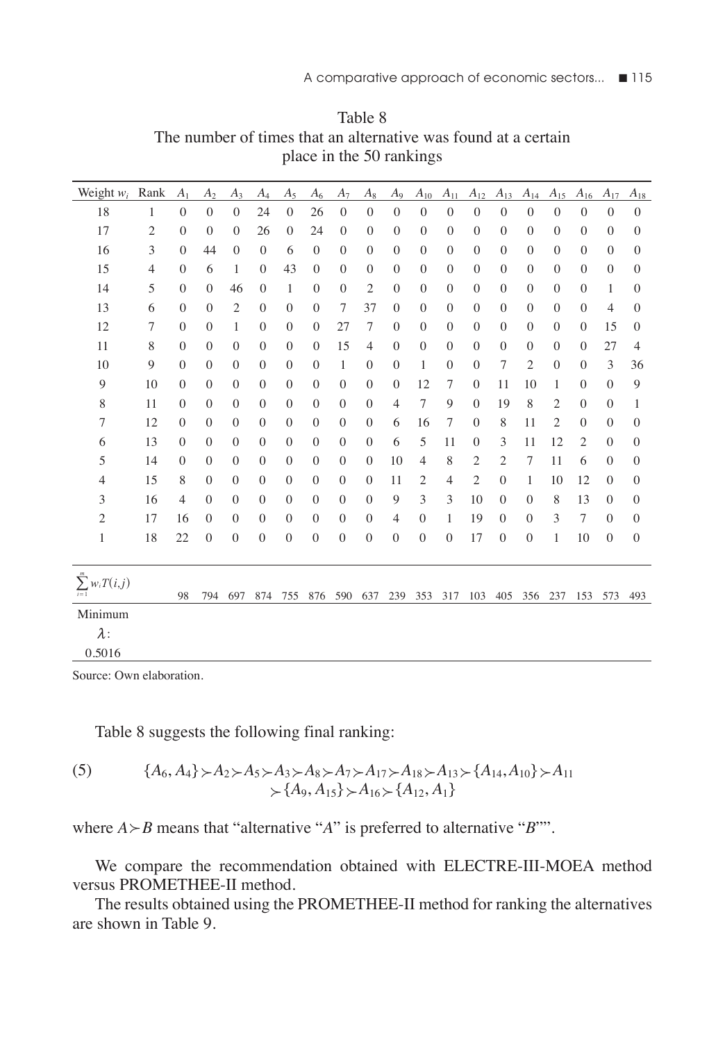Table 8
The number of times that an alternative was found at a certain place in the 50 rankings

| Weight $w_i$ | Rank | $A_1$ | $A_2$ | $A_3$ | $A_4$ | $A_5$ | $A_6$ | $A_7$ | $A_8$ | $A_9$ | $A_{10}$ | $A_{11}$ | $A_{12}$ | $A_{13}$ | $A_{14}$ | $A_{15}$ | $A_{16}$ | $A_{17}$ | $A_{18}$ |
|---|---|---|---|---|---|---|---|---|---|---|---|---|---|---|---|---|---|---|---|
| 18 | 1 | 0 | 0 | 0 | 24 | 0 | 26 | 0 | 0 | 0 | 0 | 0 | 0 | 0 | 0 | 0 | 0 | 0 | 0 |
| 17 | 2 | 0 | 0 | 0 | 26 | 0 | 24 | 0 | 0 | 0 | 0 | 0 | 0 | 0 | 0 | 0 | 0 | 0 | 0 |
| 16 | 3 | 0 | 44 | 0 | 0 | 6 | 0 | 0 | 0 | 0 | 0 | 0 | 0 | 0 | 0 | 0 | 0 | 0 | 0 |
| 15 | 4 | 0 | 6 | 1 | 0 | 43 | 0 | 0 | 0 | 0 | 0 | 0 | 0 | 0 | 0 | 0 | 0 | 0 | 0 |
| 14 | 5 | 0 | 0 | 46 | 0 | 1 | 0 | 0 | 2 | 0 | 0 | 0 | 0 | 0 | 0 | 0 | 0 | 1 | 0 |
| 13 | 6 | 0 | 0 | 2 | 0 | 0 | 0 | 7 | 37 | 0 | 0 | 0 | 0 | 0 | 0 | 0 | 0 | 4 | 0 |
| 12 | 7 | 0 | 0 | 1 | 0 | 0 | 0 | 27 | 7 | 0 | 0 | 0 | 0 | 0 | 0 | 0 | 0 | 15 | 0 |
| 11 | 8 | 0 | 0 | 0 | 0 | 0 | 0 | 15 | 4 | 0 | 0 | 0 | 0 | 0 | 0 | 0 | 0 | 27 | 4 |
| 10 | 9 | 0 | 0 | 0 | 0 | 0 | 0 | 1 | 0 | 0 | 1 | 0 | 0 | 7 | 2 | 0 | 0 | 3 | 36 |
| 9 | 10 | 0 | 0 | 0 | 0 | 0 | 0 | 0 | 0 | 0 | 12 | 7 | 0 | 11 | 10 | 1 | 0 | 0 | 9 |
| 8 | 11 | 0 | 0 | 0 | 0 | 0 | 0 | 0 | 0 | 4 | 7 | 9 | 0 | 19 | 8 | 2 | 0 | 0 | 1 |
| 7 | 12 | 0 | 0 | 0 | 0 | 0 | 0 | 0 | 0 | 6 | 16 | 7 | 0 | 8 | 11 | 2 | 0 | 0 | 0 |
| 6 | 13 | 0 | 0 | 0 | 0 | 0 | 0 | 0 | 0 | 6 | 5 | 11 | 0 | 3 | 11 | 12 | 2 | 0 | 0 |
| 5 | 14 | 0 | 0 | 0 | 0 | 0 | 0 | 0 | 0 | 10 | 4 | 8 | 2 | 2 | 7 | 11 | 6 | 0 | 0 |
| 4 | 15 | 8 | 0 | 0 | 0 | 0 | 0 | 0 | 0 | 11 | 2 | 4 | 2 | 0 | 1 | 10 | 12 | 0 | 0 |
| 3 | 16 | 4 | 0 | 0 | 0 | 0 | 0 | 0 | 0 | 9 | 3 | 3 | 10 | 0 | 0 | 8 | 13 | 0 | 0 |
| 2 | 17 | 16 | 0 | 0 | 0 | 0 | 0 | 0 | 0 | 4 | 0 | 1 | 19 | 0 | 0 | 3 | 7 | 0 | 0 |
| 1 | 18 | 22 | 0 | 0 | 0 | 0 | 0 | 0 | 0 | 0 | 0 | 0 | 17 | 0 | 0 | 1 | 10 | 0 | 0 |
| $\sum_{i=1}^{m} w_i T(i,j)$ | | 98 | 794 | 697 | 874 | 755 | 876 | 590 | 637 | 239 | 353 | 317 | 103 | 405 | 356 | 237 | 153 | 573 | 493 |
| Minimum $\lambda$: 0.5016 | | | | | | | | | | | | | | | | | | | |

Source: Own elaboration.

Table 8 suggests the following final ranking:

$$\{A_6, A_4\} \succ A_2 \succ A_5 \succ A_3 \succ A_8 \succ A_7 \succ A_{17} \succ A_{18} \succ A_{13} \succ \{A_{14}, A_{10}\} \succ A_{11} \succ \{A_9, A_{15}\} \succ A_{16} \succ \{A_{12}, A_1\} \tag{5}$$

where $A \succ B$ means that "alternative "$A$" is preferred to alternative "$B$"".

We compare the recommendation obtained with ELECTRE-III-MOEA method versus PROMETHEE-II method.

The results obtained using the PROMETHEE-II method for ranking the alternatives are shown in Table 9.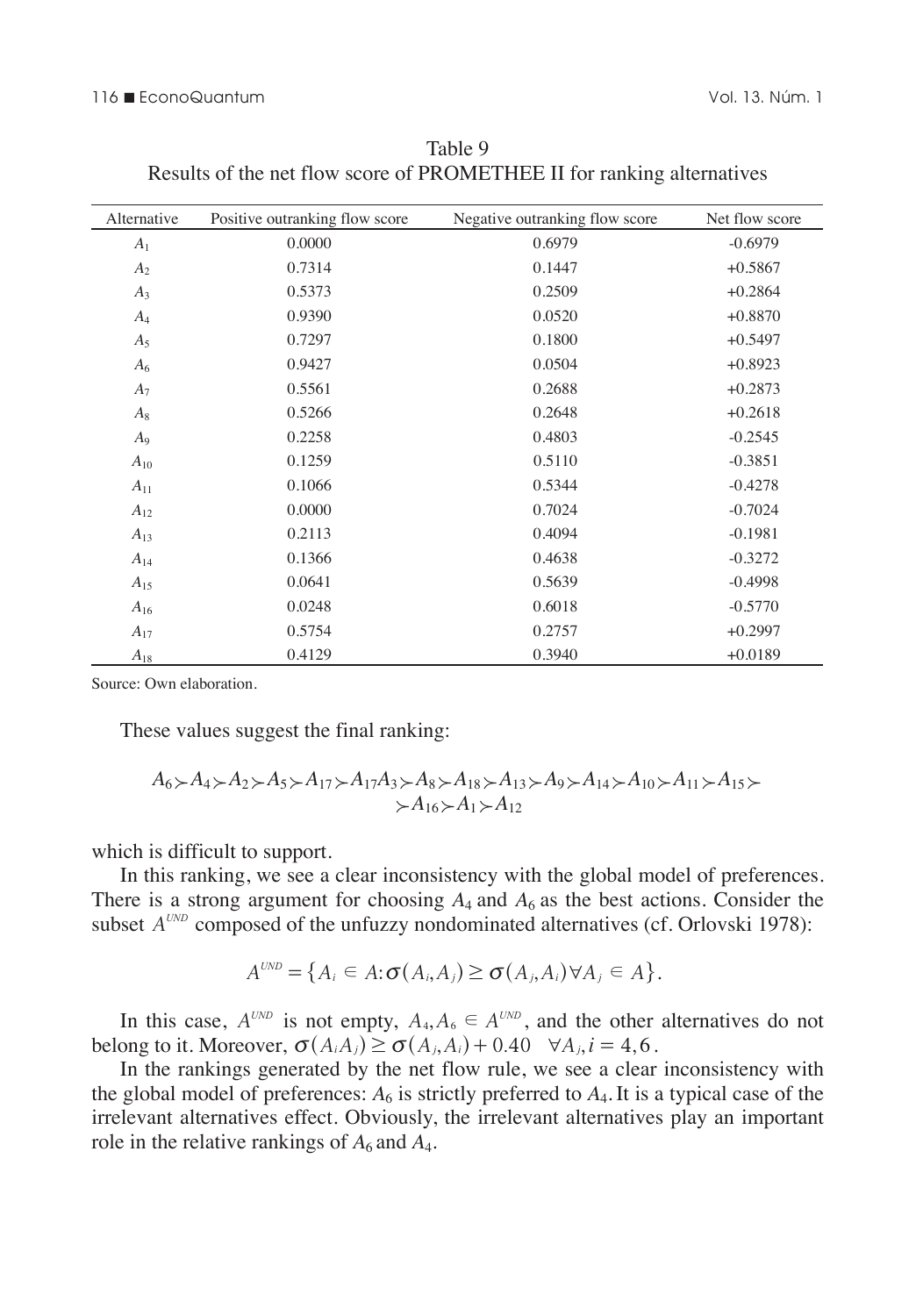Table 9
Results of the net flow score of PROMETHEE II for ranking alternatives

| Alternative | Positive outranking flow score | Negative outranking flow score | Net flow score |
|---|---|---|---|
| $A_1$ | 0.0000 | 0.6979 | -0.6979 |
| $A_2$ | 0.7314 | 0.1447 | +0.5867 |
| $A_3$ | 0.5373 | 0.2509 | +0.2864 |
| $A_4$ | 0.9390 | 0.0520 | +0.8870 |
| $A_5$ | 0.7297 | 0.1800 | +0.5497 |
| $A_6$ | 0.9427 | 0.0504 | +0.8923 |
| $A_7$ | 0.5561 | 0.2688 | +0.2873 |
| $A_8$ | 0.5266 | 0.2648 | +0.2618 |
| $A_9$ | 0.2258 | 0.4803 | -0.2545 |
| $A_{10}$ | 0.1259 | 0.5110 | -0.3851 |
| $A_{11}$ | 0.1066 | 0.5344 | -0.4278 |
| $A_{12}$ | 0.0000 | 0.7024 | -0.7024 |
| $A_{13}$ | 0.2113 | 0.4094 | -0.1981 |
| $A_{14}$ | 0.1366 | 0.4638 | -0.3272 |
| $A_{15}$ | 0.0641 | 0.5639 | -0.4998 |
| $A_{16}$ | 0.0248 | 0.6018 | -0.5770 |
| $A_{17}$ | 0.5754 | 0.2757 | +0.2997 |
| $A_{18}$ | 0.4129 | 0.3940 | +0.0189 |

Source: Own elaboration.

These values suggest the final ranking:

$$A_6 \succ A_4 \succ A_2 \succ A_5 \succ A_{17} \succ A_{17} A_3 \succ A_8 \succ A_{18} \succ A_{13} \succ A_9 \succ A_{14} \succ A_{10} \succ A_{11} \succ A_{15} \succ$$
$$\succ A_{16} \succ A_1 \succ A_{12}$$

which is difficult to support.

In this ranking, we see a clear inconsistency with the global model of preferences. There is a strong argument for choosing $A_4$ and $A_6$ as the best actions. Consider the subset $A^{UND}$ composed of the unfuzzy nondominated alternatives (cf. Orlovski 1978):

$$A^{UND} = \{A_i \in A: \sigma(A_i, A_j) \geq \sigma(A_j, A_i) \forall A_j \in A\}.$$

In this case, $A^{UND}$ is not empty, $A_4, A_6 \in A^{UND}$, and the other alternatives do not belong to it. Moreover, $\sigma(A_i A_j) \geq \sigma(A_j, A_i) + 0.40 \quad \forall A_j, i = 4, 6$.

In the rankings generated by the net flow rule, we see a clear inconsistency with the global model of preferences: $A_6$ is strictly preferred to $A_4$. It is a typical case of the irrelevant alternatives effect. Obviously, the irrelevant alternatives play an important role in the relative rankings of $A_6$ and $A_4$.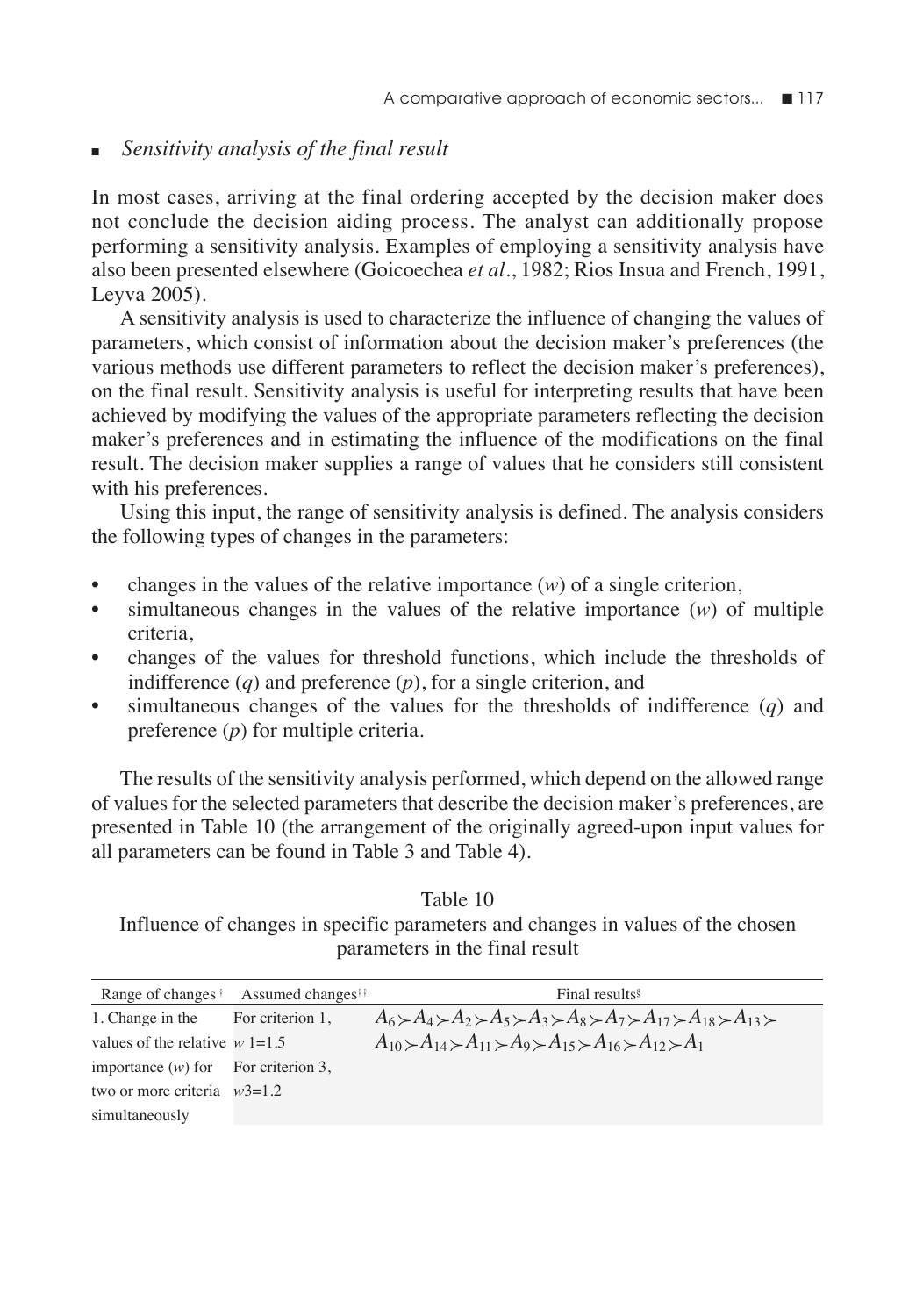## *Sensitivity analysis of the final result*

In most cases, arriving at the final ordering accepted by the decision maker does not conclude the decision aiding process. The analyst can additionally propose performing a sensitivity analysis. Examples of employing a sensitivity analysis have also been presented elsewhere (Goicoechea *et al*., 1982; Rios Insua and French, 1991, Leyva 2005).

A sensitivity analysis is used to characterize the influence of changing the values of parameters, which consist of information about the decision maker's preferences (the various methods use different parameters to reflect the decision maker's preferences), on the final result. Sensitivity analysis is useful for interpreting results that have been achieved by modifying the values of the appropriate parameters reflecting the decision maker's preferences and in estimating the influence of the modifications on the final result. The decision maker supplies a range of values that he considers still consistent with his preferences.

Using this input, the range of sensitivity analysis is defined. The analysis considers the following types of changes in the parameters:

- changes in the values of the relative importance ($w$) of a single criterion,
- simultaneous changes in the values of the relative importance ($w$) of multiple criteria,
- changes of the values for threshold functions, which include the thresholds of indifference ($q$) and preference ($p$), for a single criterion, and
- simultaneous changes of the values for the thresholds of indifference ($q$) and preference ($p$) for multiple criteria.

The results of the sensitivity analysis performed, which depend on the allowed range of values for the selected parameters that describe the decision maker's preferences, are presented in Table 10 (the arrangement of the originally agreed-upon input values for all parameters can be found in Table 3 and Table 4).

Table 10
Influence of changes in specific parameters and changes in values of the chosen parameters in the final result

| Range of changes [†] | Assumed changes[††] | Final results[§] |
|---|---|---|
| 1. Change in the values of the relative importance ($w$) for two or more criteria simultaneously | For criterion 1, $w$ 1=1.5<br>For criterion 3, $w$3=1.2 | $A_6 \succ A_4 \succ A_2 \succ A_5 \succ A_3 \succ A_8 \succ A_7 \succ A_{17} \succ A_{18} \succ A_{13} \succ A_{10} \succ A_{14} \succ A_{11} \succ A_9 \succ A_{15} \succ A_{16} \succ A_{12} \succ A_1$ |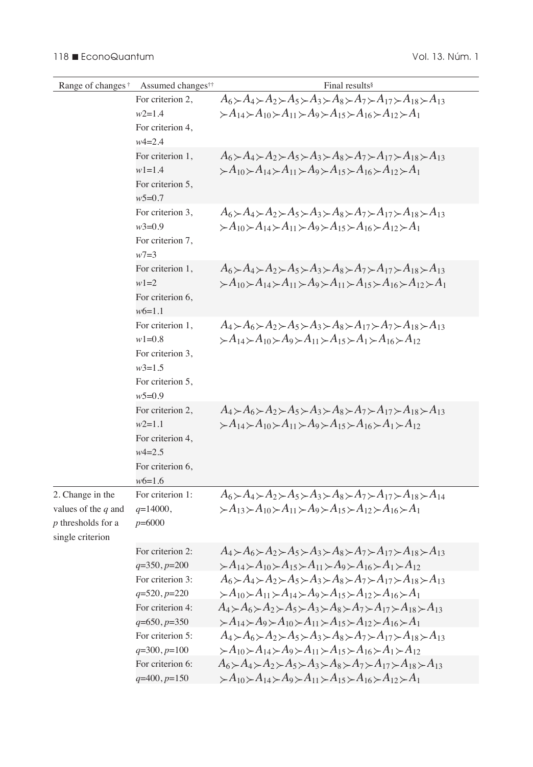| Range of changes † | Assumed changes†† | Final results§ |
|---|---|---|
| | For criterion 2, $w2$=1.4<br>For criterion 4, $w4$=2.4 | $A_6 \succ A_4 \succ A_2 \succ A_5 \succ A_3 \succ A_8 \succ A_7 \succ A_{17} \succ A_{18} \succ A_{13} \succ A_{14} \succ A_{10} \succ A_{11} \succ A_9 \succ A_{15} \succ A_{16} \succ A_{12} \succ A_1$ |
| | For criterion 1, $w1$=1.4<br>For criterion 5, $w5$=0.7 | $A_6 \succ A_4 \succ A_2 \succ A_5 \succ A_3 \succ A_8 \succ A_7 \succ A_{17} \succ A_{18} \succ A_{13} \succ A_{10} \succ A_{14} \succ A_{11} \succ A_9 \succ A_{15} \succ A_{16} \succ A_{12} \succ A_1$ |
| | For criterion 3, $w3$=0.9<br>For criterion 7, $w7$=3 | $A_6 \succ A_4 \succ A_2 \succ A_5 \succ A_3 \succ A_8 \succ A_7 \succ A_{17} \succ A_{18} \succ A_{13} \succ A_{10} \succ A_{14} \succ A_{11} \succ A_9 \succ A_{15} \succ A_{16} \succ A_{12} \succ A_1$ |
| | For criterion 1, $w1$=2<br>For criterion 6, $w6$=1.1 | $A_6 \succ A_4 \succ A_2 \succ A_5 \succ A_3 \succ A_8 \succ A_7 \succ A_{17} \succ A_{18} \succ A_{13} \succ A_{10} \succ A_{14} \succ A_{11} \succ A_9 \succ A_{11} \succ A_{15} \succ A_{16} \succ A_{12} \succ A_1$ |
| | For criterion 1, $w1$=0.8<br>For criterion 3, $w3$=1.5<br>For criterion 5, $w5$=0.9 | $A_4 \succ A_6 \succ A_2 \succ A_5 \succ A_3 \succ A_8 \succ A_{17} \succ A_7 \succ A_{18} \succ A_{13} \succ A_{14} \succ A_{10} \succ A_9 \succ A_{11} \succ A_{15} \succ A_1 \succ A_{16} \succ A_{12}$ |
| | For criterion 2, $w2$=1.1<br>For criterion 4, $w4$=2.5<br>For criterion 6, $w6$=1.6 | $A_4 \succ A_6 \succ A_2 \succ A_5 \succ A_3 \succ A_8 \succ A_7 \succ A_{17} \succ A_{18} \succ A_{13} \succ A_{14} \succ A_{10} \succ A_{11} \succ A_9 \succ A_{15} \succ A_{16} \succ A_1 \succ A_{12}$ |
| 2. Change in the values of the $q$ and $p$ thresholds for a single criterion | For criterion 1: $q$=14000, $p$=6000 | $A_6 \succ A_4 \succ A_2 \succ A_5 \succ A_3 \succ A_8 \succ A_7 \succ A_{17} \succ A_{18} \succ A_{14} \succ A_{13} \succ A_{10} \succ A_{11} \succ A_9 \succ A_{15} \succ A_{12} \succ A_{16} \succ A_1$ |
| | For criterion 2: $q$=350, $p$=200 | $A_4 \succ A_6 \succ A_2 \succ A_5 \succ A_3 \succ A_8 \succ A_7 \succ A_{17} \succ A_{18} \succ A_{13} \succ A_{14} \succ A_{10} \succ A_{15} \succ A_{11} \succ A_9 \succ A_{16} \succ A_1 \succ A_{12}$ |
| | For criterion 3: $q$=520, $p$=220 | $A_6 \succ A_4 \succ A_2 \succ A_5 \succ A_3 \succ A_8 \succ A_7 \succ A_{17} \succ A_{18} \succ A_{13} \succ A_{10} \succ A_{11} \succ A_{14} \succ A_9 \succ A_{15} \succ A_{12} \succ A_{16} \succ A_1$ |
| | For criterion 4: $q$=650, $p$=350 | $A_4 \succ A_6 \succ A_2 \succ A_5 \succ A_3 \succ A_8 \succ A_7 \succ A_{17} \succ A_{18} \succ A_{13} \succ A_{14} \succ A_9 \succ A_{10} \succ A_{11} \succ A_{15} \succ A_{12} \succ A_{16} \succ A_1$ |
| | For criterion 5: $q$=300, $p$=100 | $A_4 \succ A_6 \succ A_2 \succ A_5 \succ A_3 \succ A_8 \succ A_7 \succ A_{17} \succ A_{18} \succ A_{13} \succ A_{10} \succ A_{14} \succ A_9 \succ A_{11} \succ A_{15} \succ A_{16} \succ A_1 \succ A_{12}$ |
| | For criterion 6: $q$=400, $p$=150 | $A_6 \succ A_4 \succ A_2 \succ A_5 \succ A_3 \succ A_8 \succ A_7 \succ A_{17} \succ A_{18} \succ A_{13} \succ A_{10} \succ A_{14} \succ A_9 \succ A_{11} \succ A_{15} \succ A_{16} \succ A_{12} \succ A_1$ |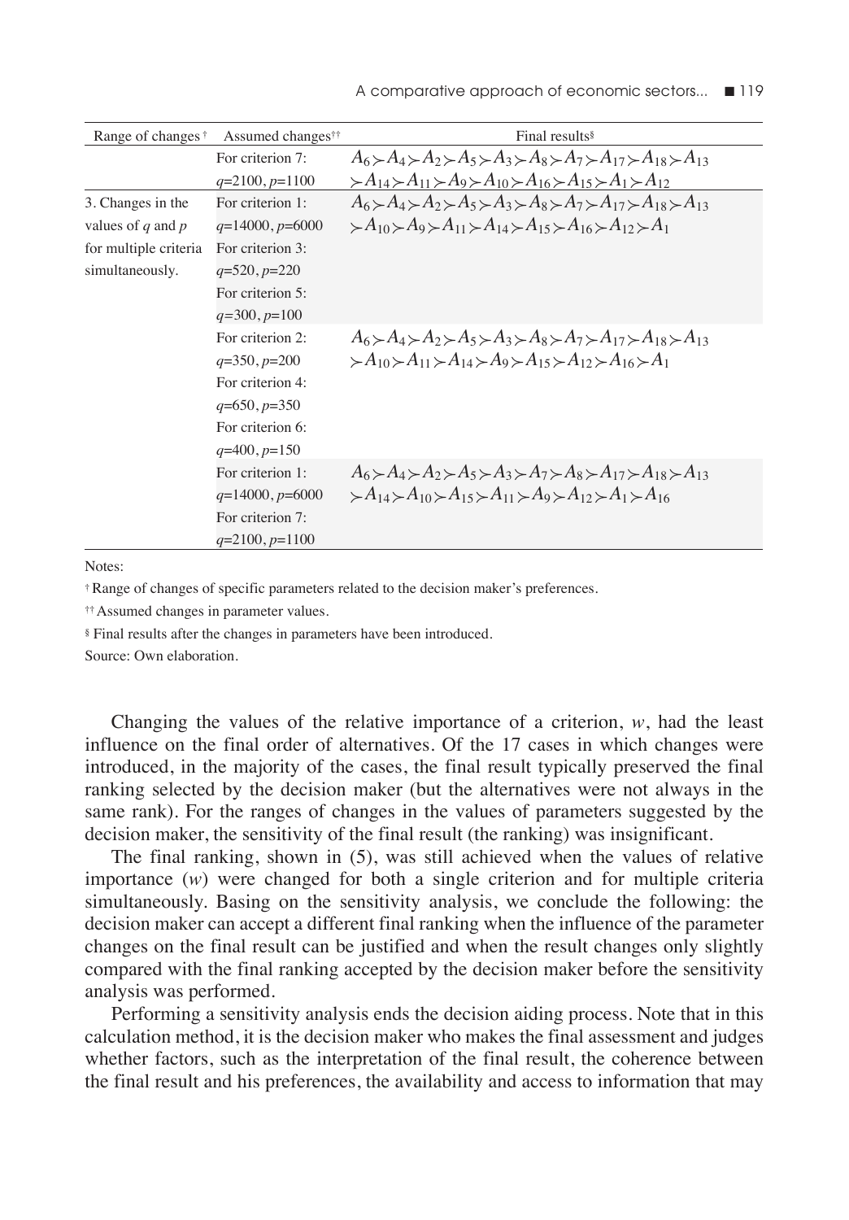| Range of changes [†] | Assumed changes [††] | Final results [§] |
|---|---|---|
| | For criterion 7: $q$=2100, $p$=1100 | $A_6 \succ A_4 \succ A_2 \succ A_5 \succ A_3 \succ A_8 \succ A_7 \succ A_{17} \succ A_{18} \succ A_{13} \succ A_{14} \succ A_{11} \succ A_9 \succ A_{10} \succ A_{16} \succ A_{15} \succ A_1 \succ A_{12}$ |
| 3. Changes in the values of $q$ and $p$ for multiple criteria simultaneously. | For criterion 1: $q$=14000, $p$=6000 For criterion 3: $q$=520, $p$=220 For criterion 5: $q$=300, $p$=100 | $A_6 \succ A_4 \succ A_2 \succ A_5 \succ A_3 \succ A_8 \succ A_7 \succ A_{17} \succ A_{18} \succ A_{13} \succ A_{10} \succ A_9 \succ A_{11} \succ A_{14} \succ A_{15} \succ A_{16} \succ A_{12} \succ A_1$ |
| | For criterion 2: $q$=350, $p$=200 For criterion 4: $q$=650, $p$=350 For criterion 6: $q$=400, $p$=150 | $A_6 \succ A_4 \succ A_2 \succ A_5 \succ A_3 \succ A_8 \succ A_7 \succ A_{17} \succ A_{18} \succ A_{13} \succ A_{10} \succ A_{11} \succ A_{14} \succ A_9 \succ A_{15} \succ A_{12} \succ A_{16} \succ A_1$ |
| | For criterion 1: $q$=14000, $p$=6000 For criterion 7: $q$=2100, $p$=1100 | $A_6 \succ A_4 \succ A_2 \succ A_5 \succ A_3 \succ A_7 \succ A_8 \succ A_{17} \succ A_{18} \succ A_{13} \succ A_{14} \succ A_{10} \succ A_{15} \succ A_{11} \succ A_9 \succ A_{12} \succ A_1 \succ A_{16}$ |

Notes:

[†] Range of changes of specific parameters related to the decision maker's preferences.

[††] Assumed changes in parameter values.

[§] Final results after the changes in parameters have been introduced.

Source: Own elaboration.

Changing the values of the relative importance of a criterion, $w$, had the least influence on the final order of alternatives. Of the 17 cases in which changes were introduced, in the majority of the cases, the final result typically preserved the final ranking selected by the decision maker (but the alternatives were not always in the same rank). For the ranges of changes in the values of parameters suggested by the decision maker, the sensitivity of the final result (the ranking) was insignificant.

The final ranking, shown in (5), was still achieved when the values of relative importance ($w$) were changed for both a single criterion and for multiple criteria simultaneously. Basing on the sensitivity analysis, we conclude the following: the decision maker can accept a different final ranking when the influence of the parameter changes on the final result can be justified and when the result changes only slightly compared with the final ranking accepted by the decision maker before the sensitivity analysis was performed.

Performing a sensitivity analysis ends the decision aiding process. Note that in this calculation method, it is the decision maker who makes the final assessment and judges whether factors, such as the interpretation of the final result, the coherence between the final result and his preferences, the availability and access to information that may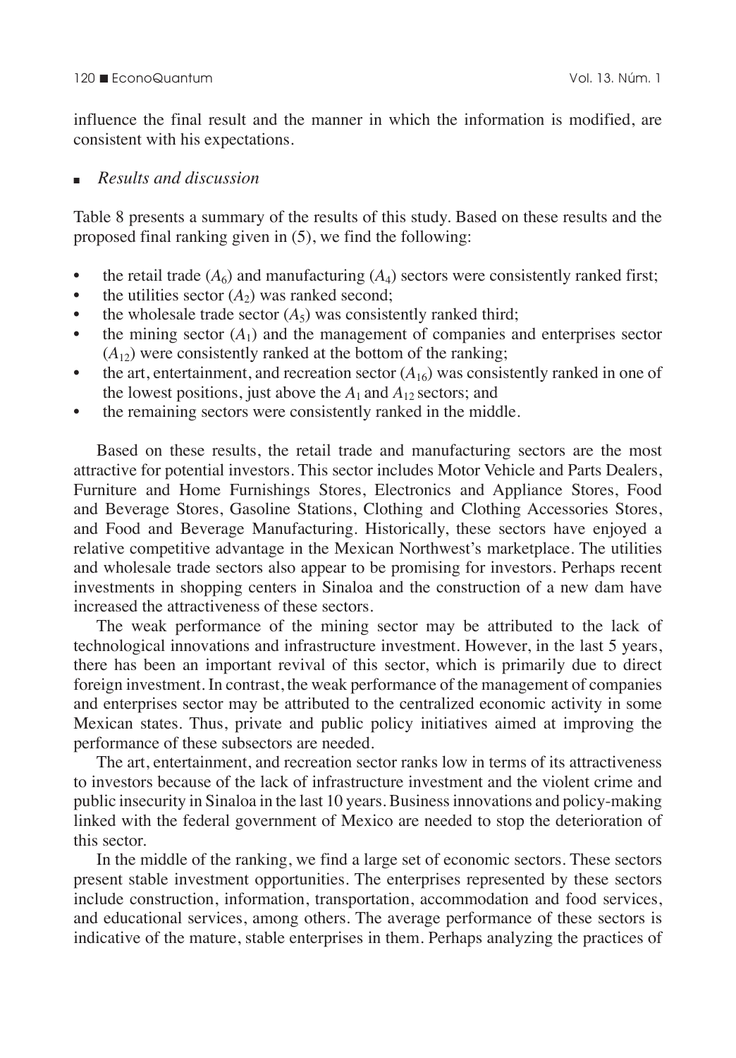influence the final result and the manner in which the information is modified, are consistent with his expectations.

## *Results and discussion*

Table 8 presents a summary of the results of this study. Based on these results and the proposed final ranking given in (5), we find the following:

- the retail trade ($A_6$) and manufacturing ($A_4$) sectors were consistently ranked first;
- the utilities sector ($A_2$) was ranked second;
- the wholesale trade sector ($A_5$) was consistently ranked third;
- the mining sector ($A_1$) and the management of companies and enterprises sector ($A_{12}$) were consistently ranked at the bottom of the ranking;
- the art, entertainment, and recreation sector ($A_{16}$) was consistently ranked in one of the lowest positions, just above the $A_1$ and $A_{12}$ sectors; and
- the remaining sectors were consistently ranked in the middle.

Based on these results, the retail trade and manufacturing sectors are the most attractive for potential investors. This sector includes Motor Vehicle and Parts Dealers, Furniture and Home Furnishings Stores, Electronics and Appliance Stores, Food and Beverage Stores, Gasoline Stations, Clothing and Clothing Accessories Stores, and Food and Beverage Manufacturing. Historically, these sectors have enjoyed a relative competitive advantage in the Mexican Northwest's marketplace. The utilities and wholesale trade sectors also appear to be promising for investors. Perhaps recent investments in shopping centers in Sinaloa and the construction of a new dam have increased the attractiveness of these sectors.

The weak performance of the mining sector may be attributed to the lack of technological innovations and infrastructure investment. However, in the last 5 years, there has been an important revival of this sector, which is primarily due to direct foreign investment. In contrast, the weak performance of the management of companies and enterprises sector may be attributed to the centralized economic activity in some Mexican states. Thus, private and public policy initiatives aimed at improving the performance of these subsectors are needed.

The art, entertainment, and recreation sector ranks low in terms of its attractiveness to investors because of the lack of infrastructure investment and the violent crime and public insecurity in Sinaloa in the last 10 years. Business innovations and policy-making linked with the federal government of Mexico are needed to stop the deterioration of this sector.

In the middle of the ranking, we find a large set of economic sectors. These sectors present stable investment opportunities. The enterprises represented by these sectors include construction, information, transportation, accommodation and food services, and educational services, among others. The average performance of these sectors is indicative of the mature, stable enterprises in them. Perhaps analyzing the practices of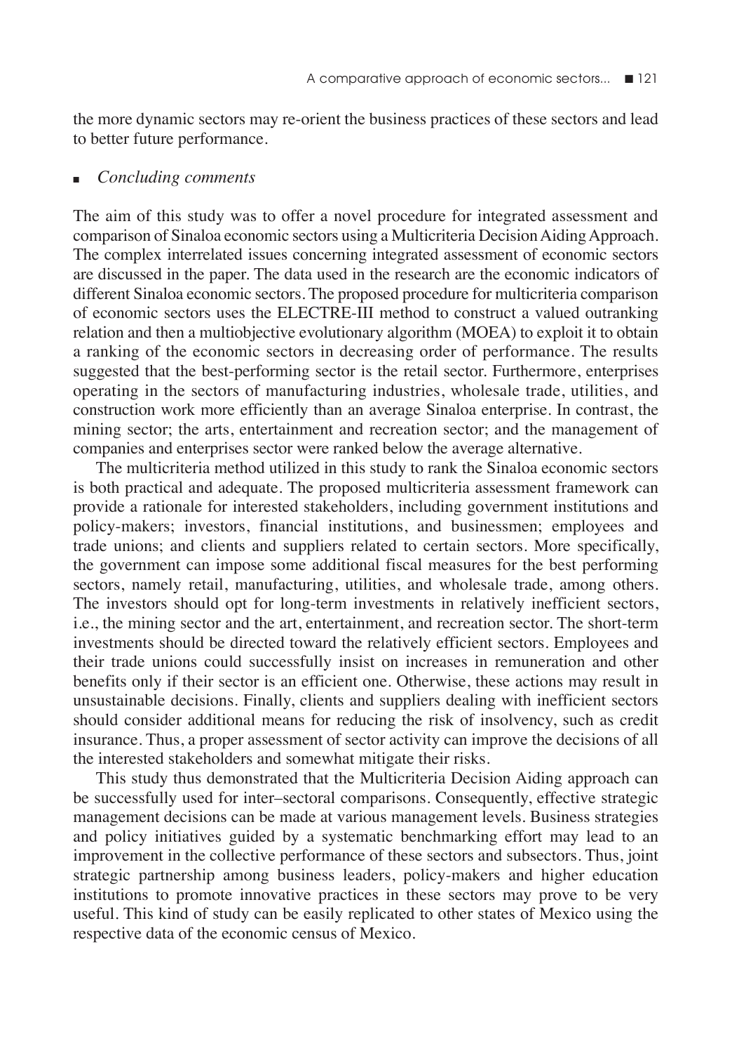the more dynamic sectors may re-orient the business practices of these sectors and lead to better future performance.

## *Concluding comments*

The aim of this study was to offer a novel procedure for integrated assessment and comparison of Sinaloa economic sectors using a Multicriteria Decision Aiding Approach. The complex interrelated issues concerning integrated assessment of economic sectors are discussed in the paper. The data used in the research are the economic indicators of different Sinaloa economic sectors. The proposed procedure for multicriteria comparison of economic sectors uses the ELECTRE-III method to construct a valued outranking relation and then a multiobjective evolutionary algorithm (MOEA) to exploit it to obtain a ranking of the economic sectors in decreasing order of performance. The results suggested that the best-performing sector is the retail sector. Furthermore, enterprises operating in the sectors of manufacturing industries, wholesale trade, utilities, and construction work more efficiently than an average Sinaloa enterprise. In contrast, the mining sector; the arts, entertainment and recreation sector; and the management of companies and enterprises sector were ranked below the average alternative.

The multicriteria method utilized in this study to rank the Sinaloa economic sectors is both practical and adequate. The proposed multicriteria assessment framework can provide a rationale for interested stakeholders, including government institutions and policy-makers; investors, financial institutions, and businessmen; employees and trade unions; and clients and suppliers related to certain sectors. More specifically, the government can impose some additional fiscal measures for the best performing sectors, namely retail, manufacturing, utilities, and wholesale trade, among others. The investors should opt for long-term investments in relatively inefficient sectors, i.e., the mining sector and the art, entertainment, and recreation sector. The short-term investments should be directed toward the relatively efficient sectors. Employees and their trade unions could successfully insist on increases in remuneration and other benefits only if their sector is an efficient one. Otherwise, these actions may result in unsustainable decisions. Finally, clients and suppliers dealing with inefficient sectors should consider additional means for reducing the risk of insolvency, such as credit insurance. Thus, a proper assessment of sector activity can improve the decisions of all the interested stakeholders and somewhat mitigate their risks.

This study thus demonstrated that the Multicriteria Decision Aiding approach can be successfully used for inter–sectoral comparisons. Consequently, effective strategic management decisions can be made at various management levels. Business strategies and policy initiatives guided by a systematic benchmarking effort may lead to an improvement in the collective performance of these sectors and subsectors. Thus, joint strategic partnership among business leaders, policy-makers and higher education institutions to promote innovative practices in these sectors may prove to be very useful. This kind of study can be easily replicated to other states of Mexico using the respective data of the economic census of Mexico.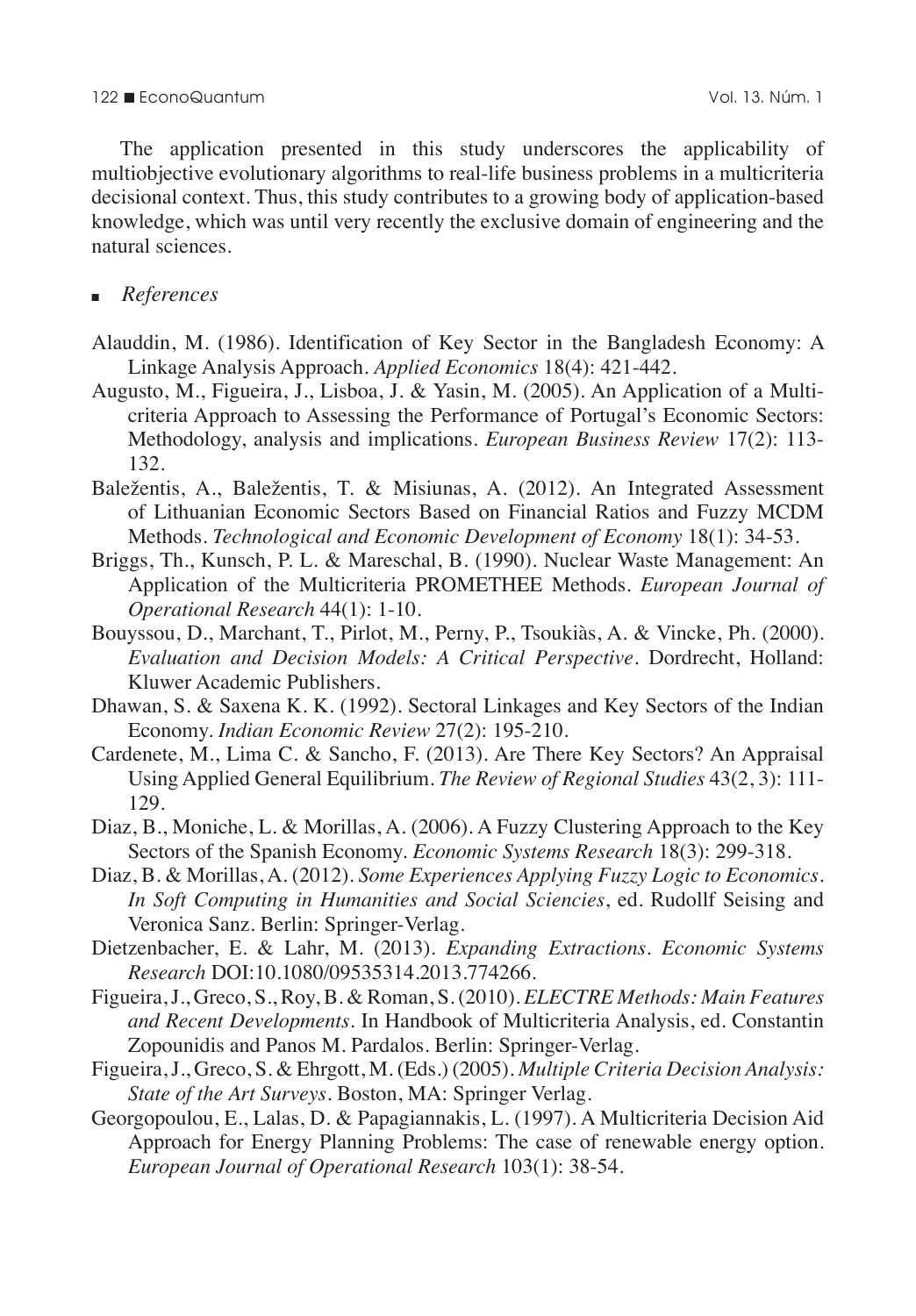The application presented in this study underscores the applicability of multiobjective evolutionary algorithms to real-life business problems in a multicriteria decisional context. Thus, this study contributes to a growing body of application-based knowledge, which was until very recently the exclusive domain of engineering and the natural sciences.

## *References*

Alauddin, M. (1986). Identification of Key Sector in the Bangladesh Economy: A Linkage Analysis Approach. *Applied Economics* 18(4): 421-442.

Augusto, M., Figueira, J., Lisboa, J. & Yasin, M. (2005). An Application of a Multi-criteria Approach to Assessing the Performance of Portugal's Economic Sectors: Methodology, analysis and implications. *European Business Review* 17(2): 113-132.

Baležentis, A., Baležentis, T. & Misiunas, A. (2012). An Integrated Assessment of Lithuanian Economic Sectors Based on Financial Ratios and Fuzzy MCDM Methods. *Technological and Economic Development of Economy* 18(1): 34-53.

Briggs, Th., Kunsch, P. L. & Mareschal, B. (1990). Nuclear Waste Management: An Application of the Multicriteria PROMETHEE Methods. *European Journal of Operational Research* 44(1): 1-10.

Bouyssou, D., Marchant, T., Pirlot, M., Perny, P., Tsoukiàs, A. & Vincke, Ph. (2000). *Evaluation and Decision Models: A Critical Perspective*. Dordrecht, Holland: Kluwer Academic Publishers.

Dhawan, S. & Saxena K. K. (1992). Sectoral Linkages and Key Sectors of the Indian Economy. *Indian Economic Review* 27(2): 195-210.

Cardenete, M., Lima C. & Sancho, F. (2013). Are There Key Sectors? An Appraisal Using Applied General Equilibrium. *The Review of Regional Studies* 43(2, 3): 111-129.

Diaz, B., Moniche, L. & Morillas, A. (2006). A Fuzzy Clustering Approach to the Key Sectors of the Spanish Economy. *Economic Systems Research* 18(3): 299-318.

Diaz, B. & Morillas, A. (2012). *Some Experiences Applying Fuzzy Logic to Economics. In Soft Computing in Humanities and Social Sciencies*, ed. Rudollf Seising and Veronica Sanz. Berlin: Springer-Verlag.

Dietzenbacher, E. & Lahr, M. (2013). *Expanding Extractions. Economic Systems Research* DOI:10.1080/09535314.2013.774266.

Figueira, J., Greco, S., Roy, B. & Roman, S. (2010). *ELECTRE Methods: Main Features and Recent Developments*. In Handbook of Multicriteria Analysis, ed. Constantin Zopounidis and Panos M. Pardalos. Berlin: Springer-Verlag.

Figueira, J., Greco, S. & Ehrgott, M. (Eds.) (2005). *Multiple Criteria Decision Analysis: State of the Art Surveys*. Boston, MA: Springer Verlag.

Georgopoulou, E., Lalas, D. & Papagiannakis, L. (1997). A Multicriteria Decision Aid Approach for Energy Planning Problems: The case of renewable energy option. *European Journal of Operational Research* 103(1): 38-54.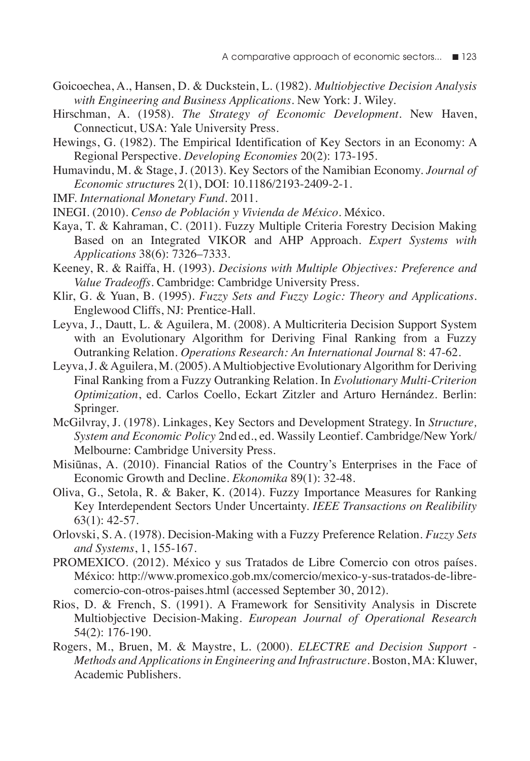Goicoechea, A., Hansen, D. & Duckstein, L. (1982). *Multiobjective Decision Analysis with Engineering and Business Applications*. New York: J. Wiley.

Hirschman, A. (1958). *The Strategy of Economic Development*. New Haven, Connecticut, USA: Yale University Press.

Hewings, G. (1982). The Empirical Identification of Key Sectors in an Economy: A Regional Perspective. *Developing Economies* 20(2): 173-195.

Humavindu, M. & Stage, J. (2013). Key Sectors of the Namibian Economy. *Journal of Economic structures* 2(1), DOI: 10.1186/2193-2409-2-1.

IMF. *International Monetary Fund*. 2011.

INEGI. (2010). *Censo de Población y Vivienda de México*. México.

Kaya, T. & Kahraman, C. (2011). Fuzzy Multiple Criteria Forestry Decision Making Based on an Integrated VIKOR and AHP Approach. *Expert Systems with Applications* 38(6): 7326–7333.

Keeney, R. & Raiffa, H. (1993). *Decisions with Multiple Objectives: Preference and Value Tradeoffs*. Cambridge: Cambridge University Press.

Klir, G. & Yuan, B. (1995). *Fuzzy Sets and Fuzzy Logic: Theory and Applications*. Englewood Cliffs, NJ: Prentice-Hall.

Leyva, J., Dautt, L. & Aguilera, M. (2008). A Multicriteria Decision Support System with an Evolutionary Algorithm for Deriving Final Ranking from a Fuzzy Outranking Relation. *Operations Research: An International Journal* 8: 47-62.

Leyva, J. & Aguilera, M. (2005). A Multiobjective Evolutionary Algorithm for Deriving Final Ranking from a Fuzzy Outranking Relation. In *Evolutionary Multi-Criterion Optimization*, ed. Carlos Coello, Eckart Zitzler and Arturo Hernández. Berlin: Springer.

McGilvray, J. (1978). Linkages, Key Sectors and Development Strategy. In *Structure, System and Economic Policy* 2nd ed., ed. Wassily Leontief. Cambridge/New York/ Melbourne: Cambridge University Press.

Misiūnas, A. (2010). Financial Ratios of the Country's Enterprises in the Face of Economic Growth and Decline. *Ekonomika* 89(1): 32-48.

Oliva, G., Setola, R. & Baker, K. (2014). Fuzzy Importance Measures for Ranking Key Interdependent Sectors Under Uncertainty. *IEEE Transactions on Realibility* 63(1): 42-57.

Orlovski, S. A. (1978). Decision-Making with a Fuzzy Preference Relation. *Fuzzy Sets and Systems*, 1, 155-167.

PROMEXICO. (2012). México y sus Tratados de Libre Comercio con otros países. México: http://www.promexico.gob.mx/comercio/mexico-y-sus-tratados-de-libre-comercio-con-otros-paises.html (accessed September 30, 2012).

Rios, D. & French, S. (1991). A Framework for Sensitivity Analysis in Discrete Multiobjective Decision-Making. *European Journal of Operational Research* 54(2): 176-190.

Rogers, M., Bruen, M. & Maystre, L. (2000). *ELECTRE and Decision Support - Methods and Applications in Engineering and Infrastructure*. Boston, MA: Kluwer, Academic Publishers.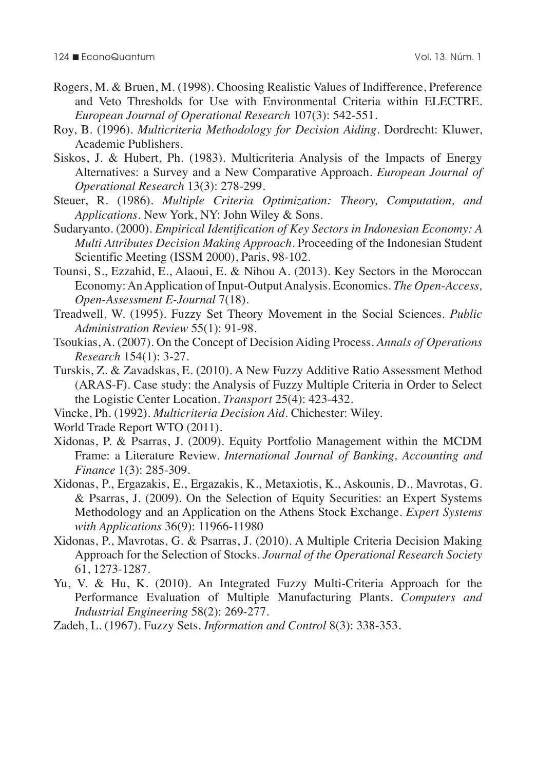Rogers, M. & Bruen, M. (1998). Choosing Realistic Values of Indifference, Preference and Veto Thresholds for Use with Environmental Criteria within ELECTRE. *European Journal of Operational Research* 107(3): 542-551.

Roy, B. (1996). *Multicriteria Methodology for Decision Aiding*. Dordrecht: Kluwer, Academic Publishers.

Siskos, J. & Hubert, Ph. (1983). Multicriteria Analysis of the Impacts of Energy Alternatives: a Survey and a New Comparative Approach. *European Journal of Operational Research* 13(3): 278-299.

Steuer, R. (1986). *Multiple Criteria Optimization: Theory, Computation, and Applications*. New York, NY: John Wiley & Sons.

Sudaryanto. (2000). *Empirical Identification of Key Sectors in Indonesian Economy: A Multi Attributes Decision Making Approach*. Proceeding of the Indonesian Student Scientific Meeting (ISSM 2000), Paris, 98-102.

Tounsi, S., Ezzahid, E., Alaoui, E. & Nihou A. (2013). Key Sectors in the Moroccan Economy: An Application of Input-Output Analysis. Economics. *The Open-Access, Open-Assessment E-Journal* 7(18).

Treadwell, W. (1995). Fuzzy Set Theory Movement in the Social Sciences. *Public Administration Review* 55(1): 91-98.

Tsoukias, A. (2007). On the Concept of Decision Aiding Process. *Annals of Operations Research* 154(1): 3-27.

Turskis, Z. & Zavadskas, E. (2010). A New Fuzzy Additive Ratio Assessment Method (ARAS-F). Case study: the Analysis of Fuzzy Multiple Criteria in Order to Select the Logistic Center Location. *Transport* 25(4): 423-432.

Vincke, Ph. (1992). *Multicriteria Decision Aid*. Chichester: Wiley.

World Trade Report WTO (2011).

Xidonas, P. & Psarras, J. (2009). Equity Portfolio Management within the MCDM Frame: a Literature Review. *International Journal of Banking, Accounting and Finance* 1(3): 285-309.

Xidonas, P., Ergazakis, E., Ergazakis, K., Metaxiotis, K., Askounis, D., Mavrotas, G. & Psarras, J. (2009). On the Selection of Equity Securities: an Expert Systems Methodology and an Application on the Athens Stock Exchange. *Expert Systems with Applications* 36(9): 11966-11980

Xidonas, P., Mavrotas, G. & Psarras, J. (2010). A Multiple Criteria Decision Making Approach for the Selection of Stocks. *Journal of the Operational Research Society* 61, 1273-1287.

Yu, V. & Hu, K. (2010). An Integrated Fuzzy Multi-Criteria Approach for the Performance Evaluation of Multiple Manufacturing Plants. *Computers and Industrial Engineering* 58(2): 269-277.

Zadeh, L. (1967). Fuzzy Sets. *Information and Control* 8(3): 338-353.